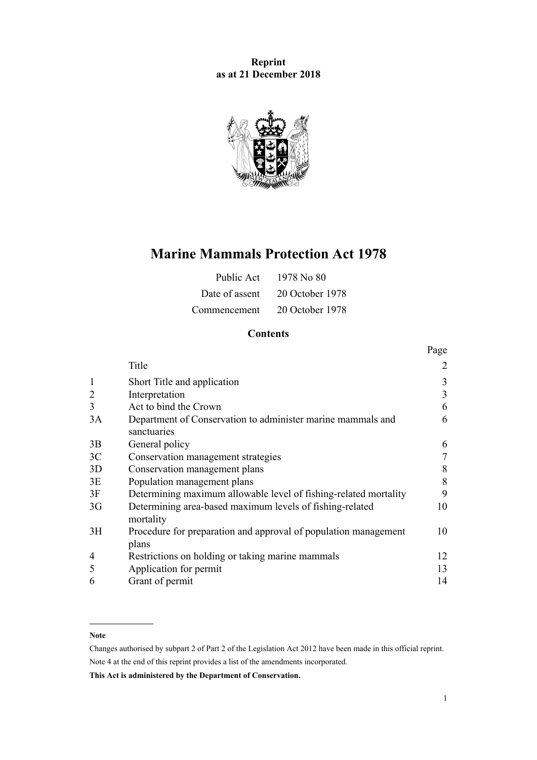**Reprint**
**as at 21 December 2018**

# Marine Mammals Protection Act 1978

| | |
|---|---|
| Public Act | 1978 No 80 |
| Date of assent | 20 October 1978 |
| Commencement | 20 October 1978 |

## Contents

| | | Page |
|---|---|---|
| | Title | 2 |
| 1 | Short Title and application | 3 |
| 2 | Interpretation | 3 |
| 3 | Act to bind the Crown | 6 |
| 3A | Department of Conservation to administer marine mammals and sanctuaries | 6 |
| 3B | General policy | 6 |
| 3C | Conservation management strategies | 7 |
| 3D | Conservation management plans | 8 |
| 3E | Population management plans | 8 |
| 3F | Determining maximum allowable level of fishing-related mortality | 9 |
| 3G | Determining area-based maximum levels of fishing-related mortality | 10 |
| 3H | Procedure for preparation and approval of population management plans | 10 |
| 4 | Restrictions on holding or taking marine mammals | 12 |
| 5 | Application for permit | 13 |
| 6 | Grant of permit | 14 |

---

**Note**

Changes authorised by subpart 2 of Part 2 of the Legislation Act 2012 have been made in this official reprint.

Note 4 at the end of this reprint provides a list of the amendments incorporated.

**This Act is administered by the Department of Conservation.**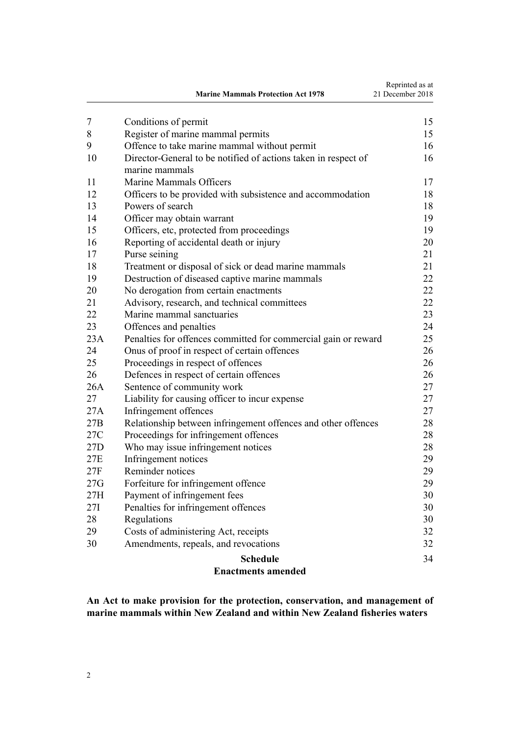| | | |
|---|---|---|
| 7 | Conditions of permit | 15 |
| 8 | Register of marine mammal permits | 15 |
| 9 | Offence to take marine mammal without permit | 16 |
| 10 | Director-General to be notified of actions taken in respect of marine mammals | 16 |
| 11 | Marine Mammals Officers | 17 |
| 12 | Officers to be provided with subsistence and accommodation | 18 |
| 13 | Powers of search | 18 |
| 14 | Officer may obtain warrant | 19 |
| 15 | Officers, etc, protected from proceedings | 19 |
| 16 | Reporting of accidental death or injury | 20 |
| 17 | Purse seining | 21 |
| 18 | Treatment or disposal of sick or dead marine mammals | 21 |
| 19 | Destruction of diseased captive marine mammals | 22 |
| 20 | No derogation from certain enactments | 22 |
| 21 | Advisory, research, and technical committees | 22 |
| 22 | Marine mammal sanctuaries | 23 |
| 23 | Offences and penalties | 24 |
| 23A | Penalties for offences committed for commercial gain or reward | 25 |
| 24 | Onus of proof in respect of certain offences | 26 |
| 25 | Proceedings in respect of offences | 26 |
| 26 | Defences in respect of certain offences | 26 |
| 26A | Sentence of community work | 27 |
| 27 | Liability for causing officer to incur expense | 27 |
| 27A | Infringement offences | 27 |
| 27B | Relationship between infringement offences and other offences | 28 |
| 27C | Proceedings for infringement offences | 28 |
| 27D | Who may issue infringement notices | 28 |
| 27E | Infringement notices | 29 |
| 27F | Reminder notices | 29 |
| 27G | Forfeiture for infringement offence | 29 |
| 27H | Payment of infringement fees | 30 |
| 27I | Penalties for infringement offences | 30 |
| 28 | Regulations | 30 |
| 29 | Costs of administering Act, receipts | 32 |
| 30 | Amendments, repeals, and revocations | 32 |
| | **Schedule** **Enactments amended** | 34 |

**An Act to make provision for the protection, conservation, and management of marine mammals within New Zealand and within New Zealand fisheries waters**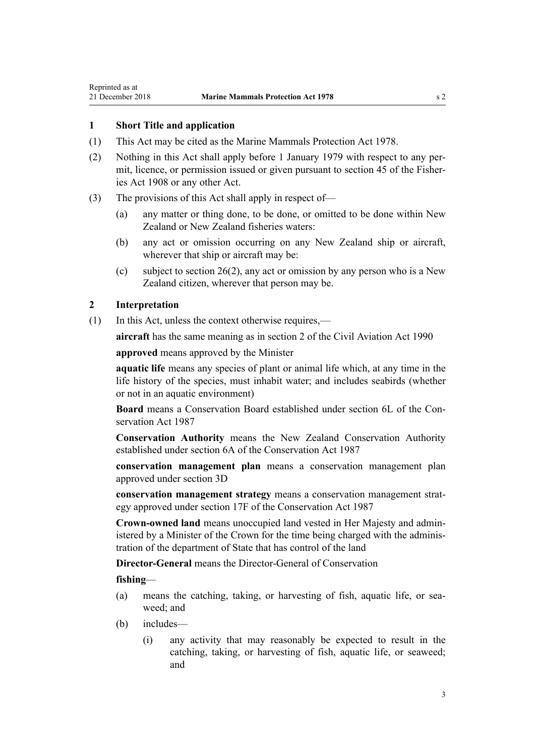### 1 Short Title and application

(1) This Act may be cited as the Marine Mammals Protection Act 1978.

(2) Nothing in this Act shall apply before 1 January 1979 with respect to any permit, licence, or permission issued or given pursuant to section 45 of the Fisheries Act 1908 or any other Act.

(3) The provisions of this Act shall apply in respect of—

- (a) any matter or thing done, to be done, or omitted to be done within New Zealand or New Zealand fisheries waters:
- (b) any act or omission occurring on any New Zealand ship or aircraft, wherever that ship or aircraft may be:
- (c) subject to section 26(2), any act or omission by any person who is a New Zealand citizen, wherever that person may be.

### 2 Interpretation

(1) In this Act, unless the context otherwise requires,—

**aircraft** has the same meaning as in section 2 of the Civil Aviation Act 1990

**approved** means approved by the Minister

**aquatic life** means any species of plant or animal life which, at any time in the life history of the species, must inhabit water; and includes seabirds (whether or not in an aquatic environment)

**Board** means a Conservation Board established under section 6L of the Conservation Act 1987

**Conservation Authority** means the New Zealand Conservation Authority established under section 6A of the Conservation Act 1987

**conservation management plan** means a conservation management plan approved under section 3D

**conservation management strategy** means a conservation management strategy approved under section 17F of the Conservation Act 1987

**Crown-owned land** means unoccupied land vested in Her Majesty and administered by a Minister of the Crown for the time being charged with the administration of the department of State that has control of the land

**Director-General** means the Director-General of Conservation

**fishing**—

- (a) means the catching, taking, or harvesting of fish, aquatic life, or seaweed; and
- (b) includes—
  - (i) any activity that may reasonably be expected to result in the catching, taking, or harvesting of fish, aquatic life, or seaweed; and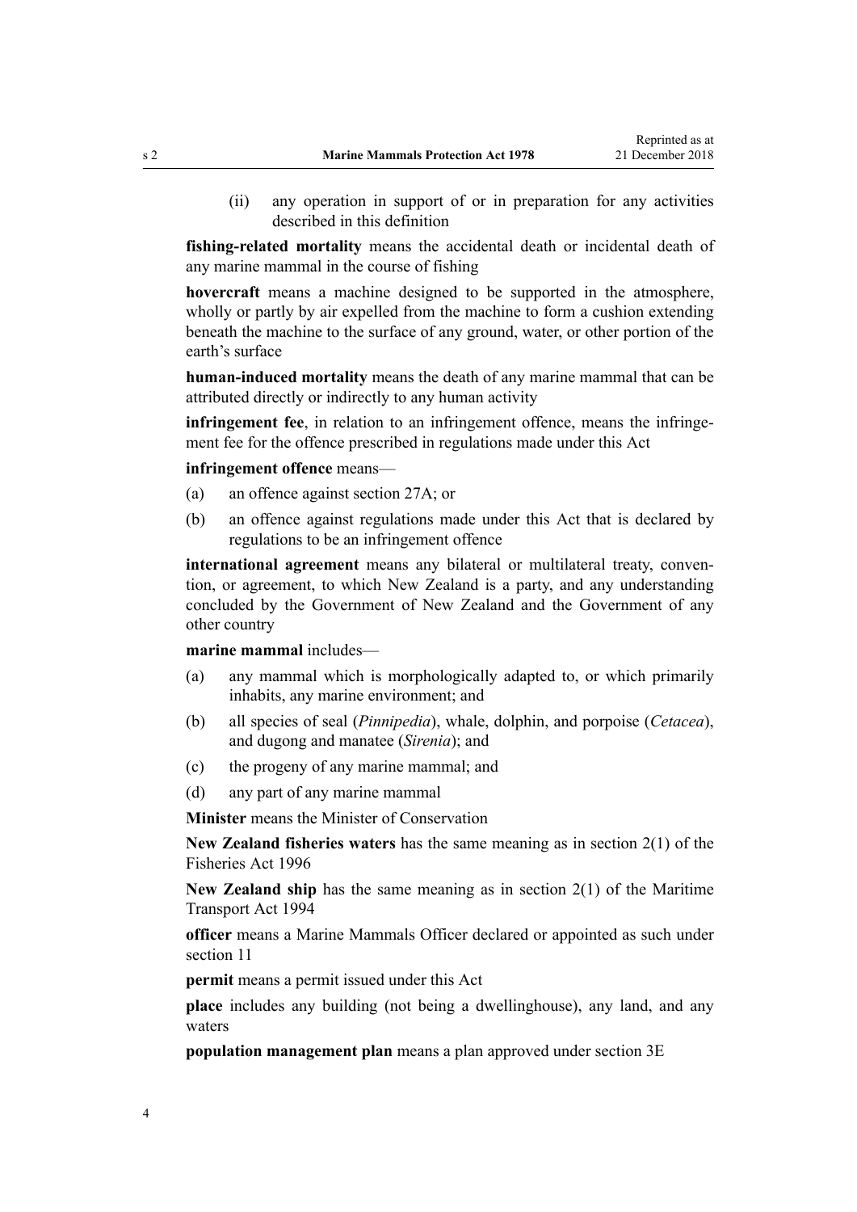(ii) any operation in support of or in preparation for any activities described in this definition

**fishing-related mortality** means the accidental death or incidental death of any marine mammal in the course of fishing

**hovercraft** means a machine designed to be supported in the atmosphere, wholly or partly by air expelled from the machine to form a cushion extending beneath the machine to the surface of any ground, water, or other portion of the earth's surface

**human-induced mortality** means the death of any marine mammal that can be attributed directly or indirectly to any human activity

**infringement fee**, in relation to an infringement offence, means the infringement fee for the offence prescribed in regulations made under this Act

**infringement offence** means—

(a) an offence against section 27A; or

(b) an offence against regulations made under this Act that is declared by regulations to be an infringement offence

**international agreement** means any bilateral or multilateral treaty, convention, or agreement, to which New Zealand is a party, and any understanding concluded by the Government of New Zealand and the Government of any other country

**marine mammal** includes—

(a) any mammal which is morphologically adapted to, or which primarily inhabits, any marine environment; and

(b) all species of seal (*Pinnipedia*), whale, dolphin, and porpoise (*Cetacea*), and dugong and manatee (*Sirenia*); and

(c) the progeny of any marine mammal; and

(d) any part of any marine mammal

**Minister** means the Minister of Conservation

**New Zealand fisheries waters** has the same meaning as in section 2(1) of the Fisheries Act 1996

**New Zealand ship** has the same meaning as in section 2(1) of the Maritime Transport Act 1994

**officer** means a Marine Mammals Officer declared or appointed as such under section 11

**permit** means a permit issued under this Act

**place** includes any building (not being a dwellinghouse), any land, and any waters

**population management plan** means a plan approved under section 3E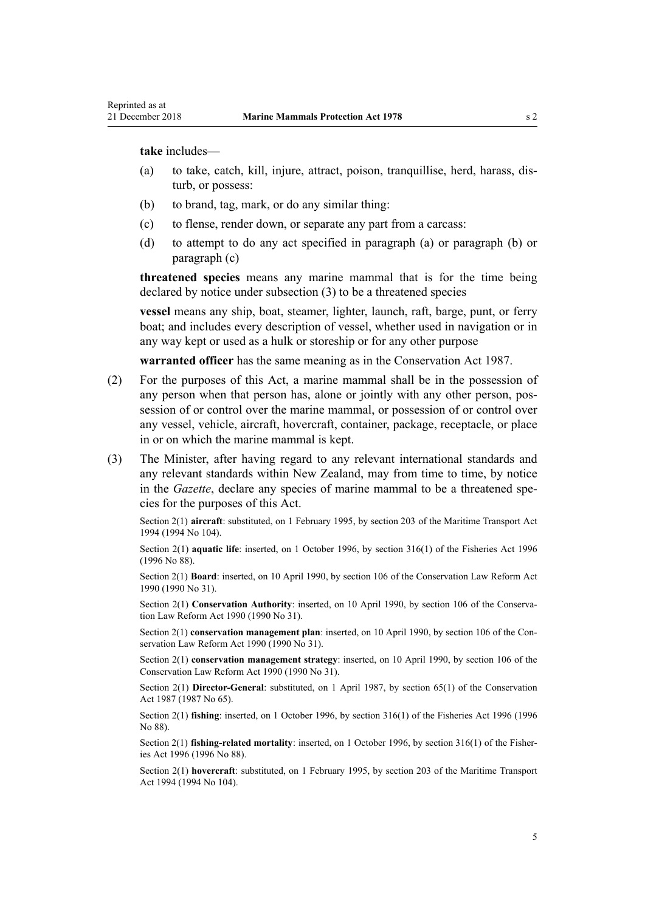**take** includes—

- (a) to take, catch, kill, injure, attract, poison, tranquillise, herd, harass, disturb, or possess:
- (b) to brand, tag, mark, or do any similar thing:
- (c) to flense, render down, or separate any part from a carcass:
- (d) to attempt to do any act specified in paragraph (a) or paragraph (b) or paragraph (c)

**threatened species** means any marine mammal that is for the time being declared by notice under subsection (3) to be a threatened species

**vessel** means any ship, boat, steamer, lighter, launch, raft, barge, punt, or ferry boat; and includes every description of vessel, whether used in navigation or in any way kept or used as a hulk or storeship or for any other purpose

**warranted officer** has the same meaning as in the Conservation Act 1987.

(2) For the purposes of this Act, a marine mammal shall be in the possession of any person when that person has, alone or jointly with any other person, possession of or control over the marine mammal, or possession of or control over any vessel, vehicle, aircraft, hovercraft, container, package, receptacle, or place in or on which the marine mammal is kept.

(3) The Minister, after having regard to any relevant international standards and any relevant standards within New Zealand, may from time to time, by notice in the *Gazette*, declare any species of marine mammal to be a threatened species for the purposes of this Act.

Section 2(1) **aircraft**: substituted, on 1 February 1995, by section 203 of the Maritime Transport Act 1994 (1994 No 104).

Section 2(1) **aquatic life**: inserted, on 1 October 1996, by section 316(1) of the Fisheries Act 1996 (1996 No 88).

Section 2(1) **Board**: inserted, on 10 April 1990, by section 106 of the Conservation Law Reform Act 1990 (1990 No 31).

Section 2(1) **Conservation Authority**: inserted, on 10 April 1990, by section 106 of the Conservation Law Reform Act 1990 (1990 No 31).

Section 2(1) **conservation management plan**: inserted, on 10 April 1990, by section 106 of the Conservation Law Reform Act 1990 (1990 No 31).

Section 2(1) **conservation management strategy**: inserted, on 10 April 1990, by section 106 of the Conservation Law Reform Act 1990 (1990 No 31).

Section 2(1) **Director-General**: substituted, on 1 April 1987, by section 65(1) of the Conservation Act 1987 (1987 No 65).

Section 2(1) **fishing**: inserted, on 1 October 1996, by section 316(1) of the Fisheries Act 1996 (1996 No 88).

Section 2(1) **fishing-related mortality**: inserted, on 1 October 1996, by section 316(1) of the Fisheries Act 1996 (1996 No 88).

Section 2(1) **hovercraft**: substituted, on 1 February 1995, by section 203 of the Maritime Transport Act 1994 (1994 No 104).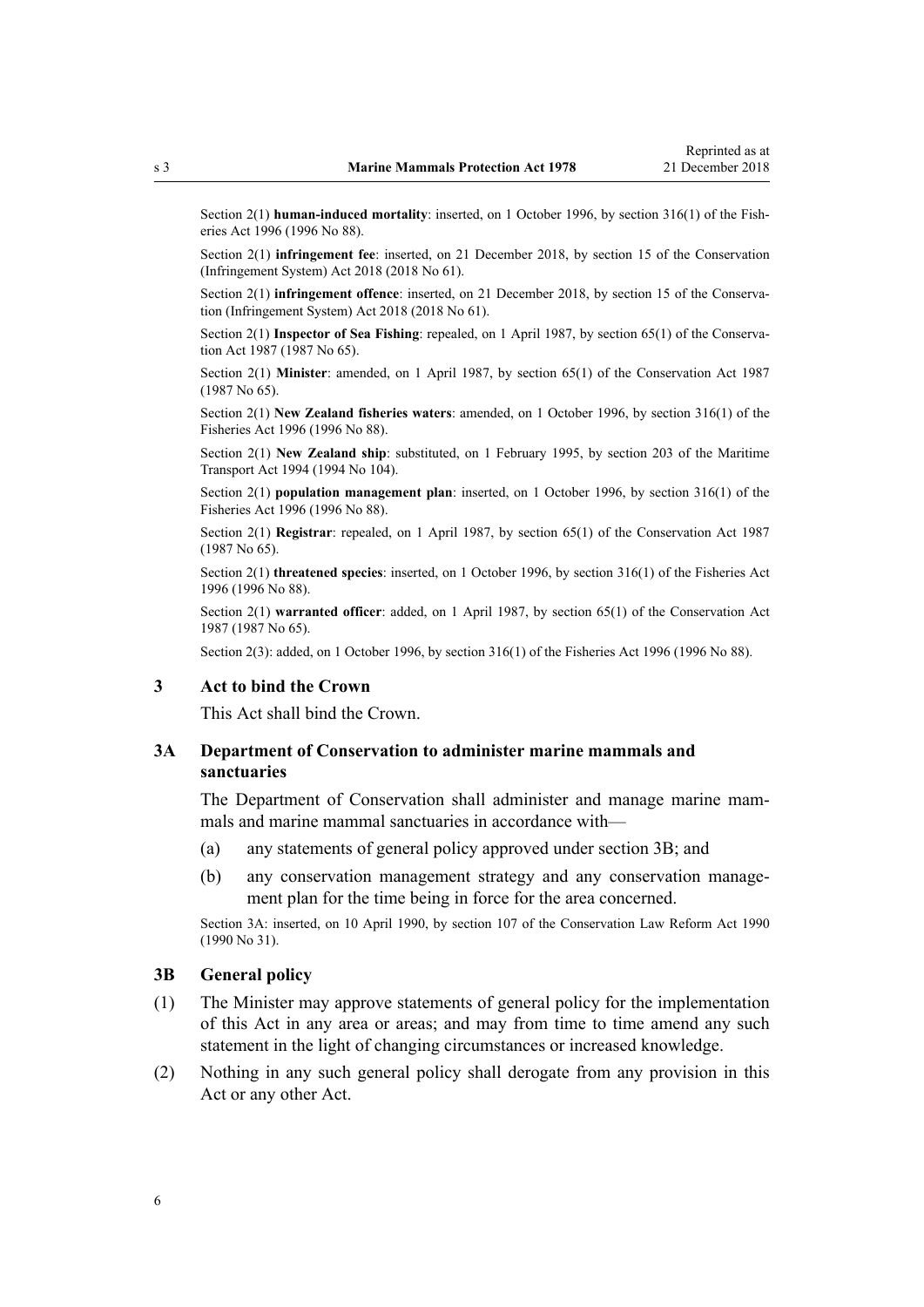Section 2(1) **human-induced mortality**: inserted, on 1 October 1996, by section 316(1) of the Fisheries Act 1996 (1996 No 88).

Section 2(1) **infringement fee**: inserted, on 21 December 2018, by section 15 of the Conservation (Infringement System) Act 2018 (2018 No 61).

Section 2(1) **infringement offence**: inserted, on 21 December 2018, by section 15 of the Conservation (Infringement System) Act 2018 (2018 No 61).

Section 2(1) **Inspector of Sea Fishing**: repealed, on 1 April 1987, by section 65(1) of the Conservation Act 1987 (1987 No 65).

Section 2(1) **Minister**: amended, on 1 April 1987, by section 65(1) of the Conservation Act 1987 (1987 No 65).

Section 2(1) **New Zealand fisheries waters**: amended, on 1 October 1996, by section 316(1) of the Fisheries Act 1996 (1996 No 88).

Section 2(1) **New Zealand ship**: substituted, on 1 February 1995, by section 203 of the Maritime Transport Act 1994 (1994 No 104).

Section 2(1) **population management plan**: inserted, on 1 October 1996, by section 316(1) of the Fisheries Act 1996 (1996 No 88).

Section 2(1) **Registrar**: repealed, on 1 April 1987, by section 65(1) of the Conservation Act 1987 (1987 No 65).

Section 2(1) **threatened species**: inserted, on 1 October 1996, by section 316(1) of the Fisheries Act 1996 (1996 No 88).

Section 2(1) **warranted officer**: added, on 1 April 1987, by section 65(1) of the Conservation Act 1987 (1987 No 65).

Section 2(3): added, on 1 October 1996, by section 316(1) of the Fisheries Act 1996 (1996 No 88).

### 3 Act to bind the Crown

This Act shall bind the Crown.

### 3A Department of Conservation to administer marine mammals and sanctuaries

The Department of Conservation shall administer and manage marine mammals and marine mammal sanctuaries in accordance with—

(a) any statements of general policy approved under section 3B; and

(b) any conservation management strategy and any conservation management plan for the time being in force for the area concerned.

Section 3A: inserted, on 10 April 1990, by section 107 of the Conservation Law Reform Act 1990 (1990 No 31).

### 3B General policy

(1) The Minister may approve statements of general policy for the implementation of this Act in any area or areas; and may from time to time amend any such statement in the light of changing circumstances or increased knowledge.

(2) Nothing in any such general policy shall derogate from any provision in this Act or any other Act.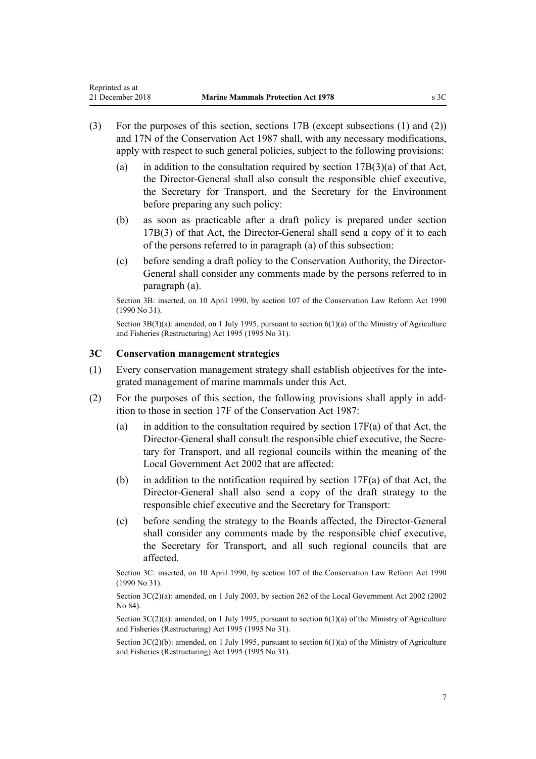(3) For the purposes of this section, sections 17B (except subsections (1) and (2)) and 17N of the Conservation Act 1987 shall, with any necessary modifications, apply with respect to such general policies, subject to the following provisions:

  (a) in addition to the consultation required by section 17B(3)(a) of that Act, the Director-General shall also consult the responsible chief executive, the Secretary for Transport, and the Secretary for the Environment before preparing any such policy:

  (b) as soon as practicable after a draft policy is prepared under section 17B(3) of that Act, the Director-General shall send a copy of it to each of the persons referred to in paragraph (a) of this subsection:

  (c) before sending a draft policy to the Conservation Authority, the Director-General shall consider any comments made by the persons referred to in paragraph (a).

Section 3B: inserted, on 10 April 1990, by section 107 of the Conservation Law Reform Act 1990 (1990 No 31).

Section 3B(3)(a): amended, on 1 July 1995, pursuant to section 6(1)(a) of the Ministry of Agriculture and Fisheries (Restructuring) Act 1995 (1995 No 31).

### 3C Conservation management strategies

(1) Every conservation management strategy shall establish objectives for the integrated management of marine mammals under this Act.

(2) For the purposes of this section, the following provisions shall apply in addition to those in section 17F of the Conservation Act 1987:

  (a) in addition to the consultation required by section 17F(a) of that Act, the Director-General shall consult the responsible chief executive, the Secretary for Transport, and all regional councils within the meaning of the Local Government Act 2002 that are affected:

  (b) in addition to the notification required by section 17F(a) of that Act, the Director-General shall also send a copy of the draft strategy to the responsible chief executive and the Secretary for Transport:

  (c) before sending the strategy to the Boards affected, the Director-General shall consider any comments made by the responsible chief executive, the Secretary for Transport, and all such regional councils that are affected.

Section 3C: inserted, on 10 April 1990, by section 107 of the Conservation Law Reform Act 1990 (1990 No 31).

Section 3C(2)(a): amended, on 1 July 2003, by section 262 of the Local Government Act 2002 (2002 No 84).

Section 3C(2)(a): amended, on 1 July 1995, pursuant to section 6(1)(a) of the Ministry of Agriculture and Fisheries (Restructuring) Act 1995 (1995 No 31).

Section 3C(2)(b): amended, on 1 July 1995, pursuant to section 6(1)(a) of the Ministry of Agriculture and Fisheries (Restructuring) Act 1995 (1995 No 31).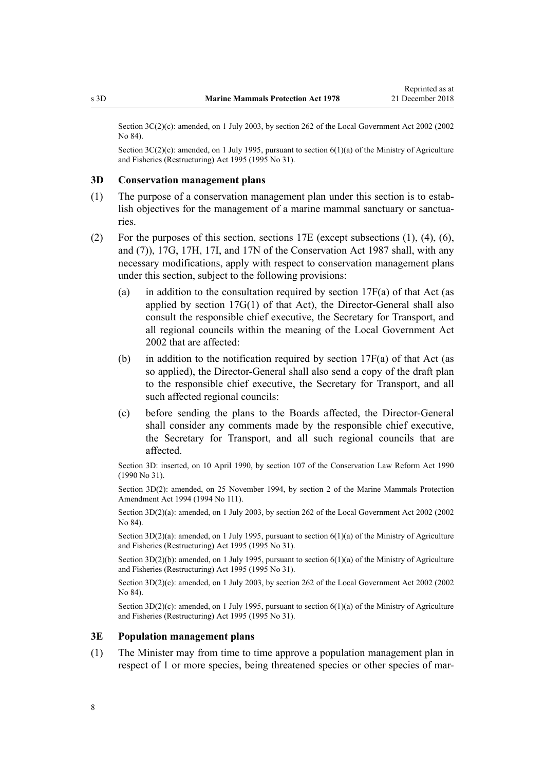Section 3C(2)(c): amended, on 1 July 2003, by section 262 of the Local Government Act 2002 (2002 No 84).

Section 3C(2)(c): amended, on 1 July 1995, pursuant to section 6(1)(a) of the Ministry of Agriculture and Fisheries (Restructuring) Act 1995 (1995 No 31).

### 3D Conservation management plans

(1) The purpose of a conservation management plan under this section is to establish objectives for the management of a marine mammal sanctuary or sanctuaries.

(2) For the purposes of this section, sections 17E (except subsections (1), (4), (6), and (7)), 17G, 17H, 17I, and 17N of the Conservation Act 1987 shall, with any necessary modifications, apply with respect to conservation management plans under this section, subject to the following provisions:

(a) in addition to the consultation required by section 17F(a) of that Act (as applied by section 17G(1) of that Act), the Director-General shall also consult the responsible chief executive, the Secretary for Transport, and all regional councils within the meaning of the Local Government Act 2002 that are affected:

(b) in addition to the notification required by section 17F(a) of that Act (as so applied), the Director-General shall also send a copy of the draft plan to the responsible chief executive, the Secretary for Transport, and all such affected regional councils:

(c) before sending the plans to the Boards affected, the Director-General shall consider any comments made by the responsible chief executive, the Secretary for Transport, and all such regional councils that are affected.

Section 3D: inserted, on 10 April 1990, by section 107 of the Conservation Law Reform Act 1990 (1990 No 31).

Section 3D(2): amended, on 25 November 1994, by section 2 of the Marine Mammals Protection Amendment Act 1994 (1994 No 111).

Section 3D(2)(a): amended, on 1 July 2003, by section 262 of the Local Government Act 2002 (2002 No 84).

Section 3D(2)(a): amended, on 1 July 1995, pursuant to section 6(1)(a) of the Ministry of Agriculture and Fisheries (Restructuring) Act 1995 (1995 No 31).

Section 3D(2)(b): amended, on 1 July 1995, pursuant to section 6(1)(a) of the Ministry of Agriculture and Fisheries (Restructuring) Act 1995 (1995 No 31).

Section 3D(2)(c): amended, on 1 July 2003, by section 262 of the Local Government Act 2002 (2002 No 84).

Section 3D(2)(c): amended, on 1 July 1995, pursuant to section 6(1)(a) of the Ministry of Agriculture and Fisheries (Restructuring) Act 1995 (1995 No 31).

### 3E Population management plans

(1) The Minister may from time to time approve a population management plan in respect of 1 or more species, being threatened species or other species of mar-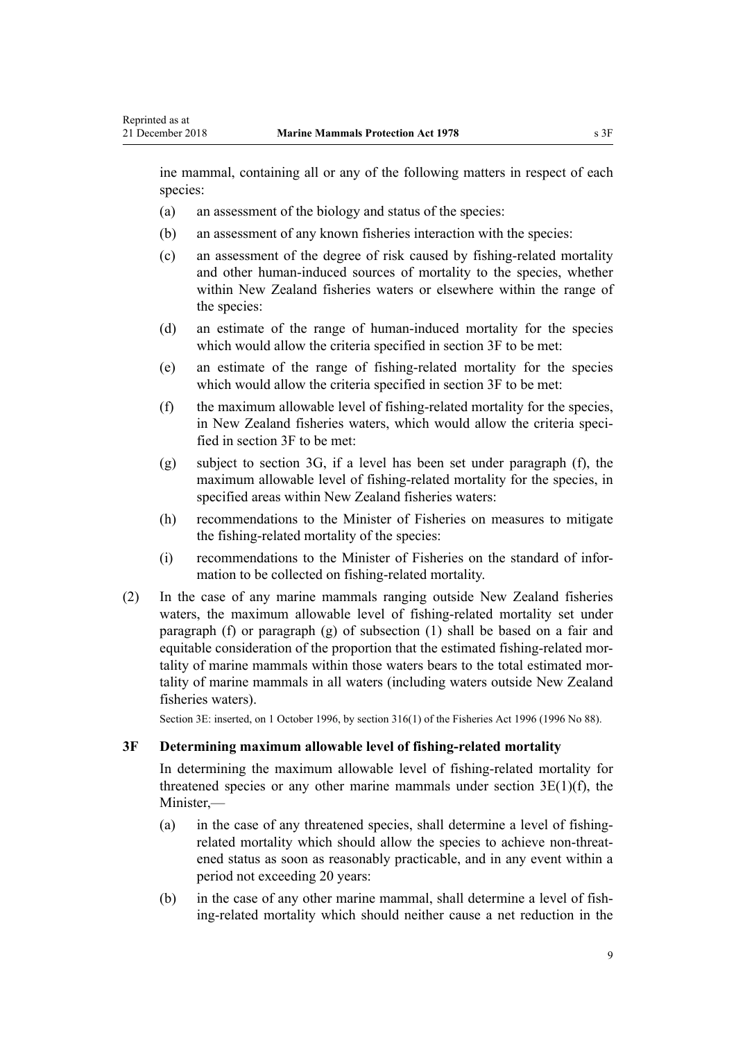ine mammal, containing all or any of the following matters in respect of each species:

(a) an assessment of the biology and status of the species:

(b) an assessment of any known fisheries interaction with the species:

(c) an assessment of the degree of risk caused by fishing-related mortality and other human-induced sources of mortality to the species, whether within New Zealand fisheries waters or elsewhere within the range of the species:

(d) an estimate of the range of human-induced mortality for the species which would allow the criteria specified in section 3F to be met:

(e) an estimate of the range of fishing-related mortality for the species which would allow the criteria specified in section 3F to be met:

(f) the maximum allowable level of fishing-related mortality for the species, in New Zealand fisheries waters, which would allow the criteria specified in section 3F to be met:

(g) subject to section 3G, if a level has been set under paragraph (f), the maximum allowable level of fishing-related mortality for the species, in specified areas within New Zealand fisheries waters:

(h) recommendations to the Minister of Fisheries on measures to mitigate the fishing-related mortality of the species:

(i) recommendations to the Minister of Fisheries on the standard of information to be collected on fishing-related mortality.

(2) In the case of any marine mammals ranging outside New Zealand fisheries waters, the maximum allowable level of fishing-related mortality set under paragraph (f) or paragraph (g) of subsection (1) shall be based on a fair and equitable consideration of the proportion that the estimated fishing-related mortality of marine mammals within those waters bears to the total estimated mortality of marine mammals in all waters (including waters outside New Zealand fisheries waters).

Section 3E: inserted, on 1 October 1996, by section 316(1) of the Fisheries Act 1996 (1996 No 88).

### 3F Determining maximum allowable level of fishing-related mortality

In determining the maximum allowable level of fishing-related mortality for threatened species or any other marine mammals under section 3E(1)(f), the Minister,—

(a) in the case of any threatened species, shall determine a level of fishing-related mortality which should allow the species to achieve non-threatened status as soon as reasonably practicable, and in any event within a period not exceeding 20 years:

(b) in the case of any other marine mammal, shall determine a level of fishing-related mortality which should neither cause a net reduction in the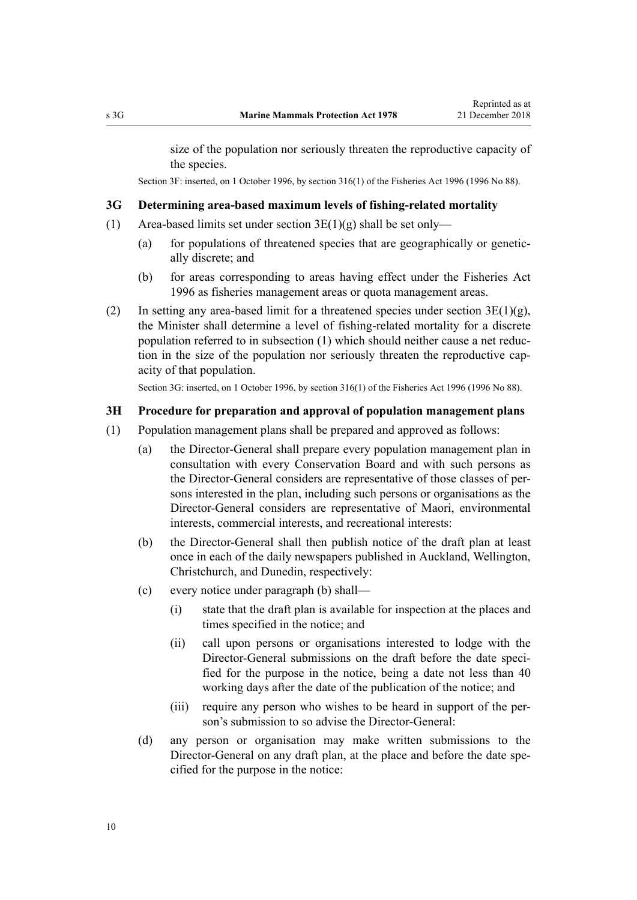size of the population nor seriously threaten the reproductive capacity of the species.

Section 3F: inserted, on 1 October 1996, by section 316(1) of the Fisheries Act 1996 (1996 No 88).

### 3G Determining area-based maximum levels of fishing-related mortality

(1) Area-based limits set under section 3E(1)(g) shall be set only—

   (a) for populations of threatened species that are geographically or genetically discrete; and

   (b) for areas corresponding to areas having effect under the Fisheries Act 1996 as fisheries management areas or quota management areas.

(2) In setting any area-based limit for a threatened species under section 3E(1)(g), the Minister shall determine a level of fishing-related mortality for a discrete population referred to in subsection (1) which should neither cause a net reduction in the size of the population nor seriously threaten the reproductive capacity of that population.

Section 3G: inserted, on 1 October 1996, by section 316(1) of the Fisheries Act 1996 (1996 No 88).

### 3H Procedure for preparation and approval of population management plans

(1) Population management plans shall be prepared and approved as follows:

   (a) the Director-General shall prepare every population management plan in consultation with every Conservation Board and with such persons as the Director-General considers are representative of those classes of persons interested in the plan, including such persons or organisations as the Director-General considers are representative of Maori, environmental interests, commercial interests, and recreational interests:

   (b) the Director-General shall then publish notice of the draft plan at least once in each of the daily newspapers published in Auckland, Wellington, Christchurch, and Dunedin, respectively:

   (c) every notice under paragraph (b) shall—

      (i) state that the draft plan is available for inspection at the places and times specified in the notice; and

      (ii) call upon persons or organisations interested to lodge with the Director-General submissions on the draft before the date specified for the purpose in the notice, being a date not less than 40 working days after the date of the publication of the notice; and

      (iii) require any person who wishes to be heard in support of the person's submission to so advise the Director-General:

   (d) any person or organisation may make written submissions to the Director-General on any draft plan, at the place and before the date specified for the purpose in the notice: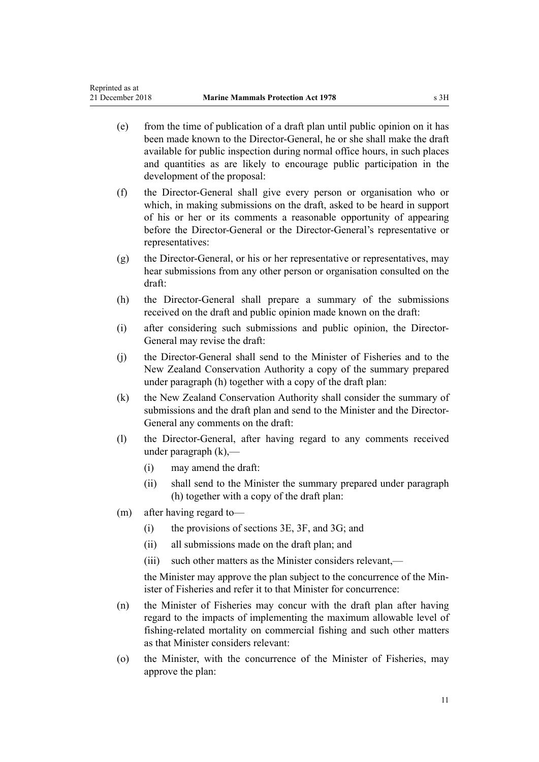(e) from the time of publication of a draft plan until public opinion on it has been made known to the Director-General, he or she shall make the draft available for public inspection during normal office hours, in such places and quantities as are likely to encourage public participation in the development of the proposal:

(f) the Director-General shall give every person or organisation who or which, in making submissions on the draft, asked to be heard in support of his or her or its comments a reasonable opportunity of appearing before the Director-General or the Director-General's representative or representatives:

(g) the Director-General, or his or her representative or representatives, may hear submissions from any other person or organisation consulted on the draft:

(h) the Director-General shall prepare a summary of the submissions received on the draft and public opinion made known on the draft:

(i) after considering such submissions and public opinion, the Director-General may revise the draft:

(j) the Director-General shall send to the Minister of Fisheries and to the New Zealand Conservation Authority a copy of the summary prepared under paragraph (h) together with a copy of the draft plan:

(k) the New Zealand Conservation Authority shall consider the summary of submissions and the draft plan and send to the Minister and the Director-General any comments on the draft:

(l) the Director-General, after having regard to any comments received under paragraph (k),—

  (i) may amend the draft:

  (ii) shall send to the Minister the summary prepared under paragraph (h) together with a copy of the draft plan:

(m) after having regard to—

  (i) the provisions of sections 3E, 3F, and 3G; and

  (ii) all submissions made on the draft plan; and

  (iii) such other matters as the Minister considers relevant,—

  the Minister may approve the plan subject to the concurrence of the Minister of Fisheries and refer it to that Minister for concurrence:

(n) the Minister of Fisheries may concur with the draft plan after having regard to the impacts of implementing the maximum allowable level of fishing-related mortality on commercial fishing and such other matters as that Minister considers relevant:

(o) the Minister, with the concurrence of the Minister of Fisheries, may approve the plan: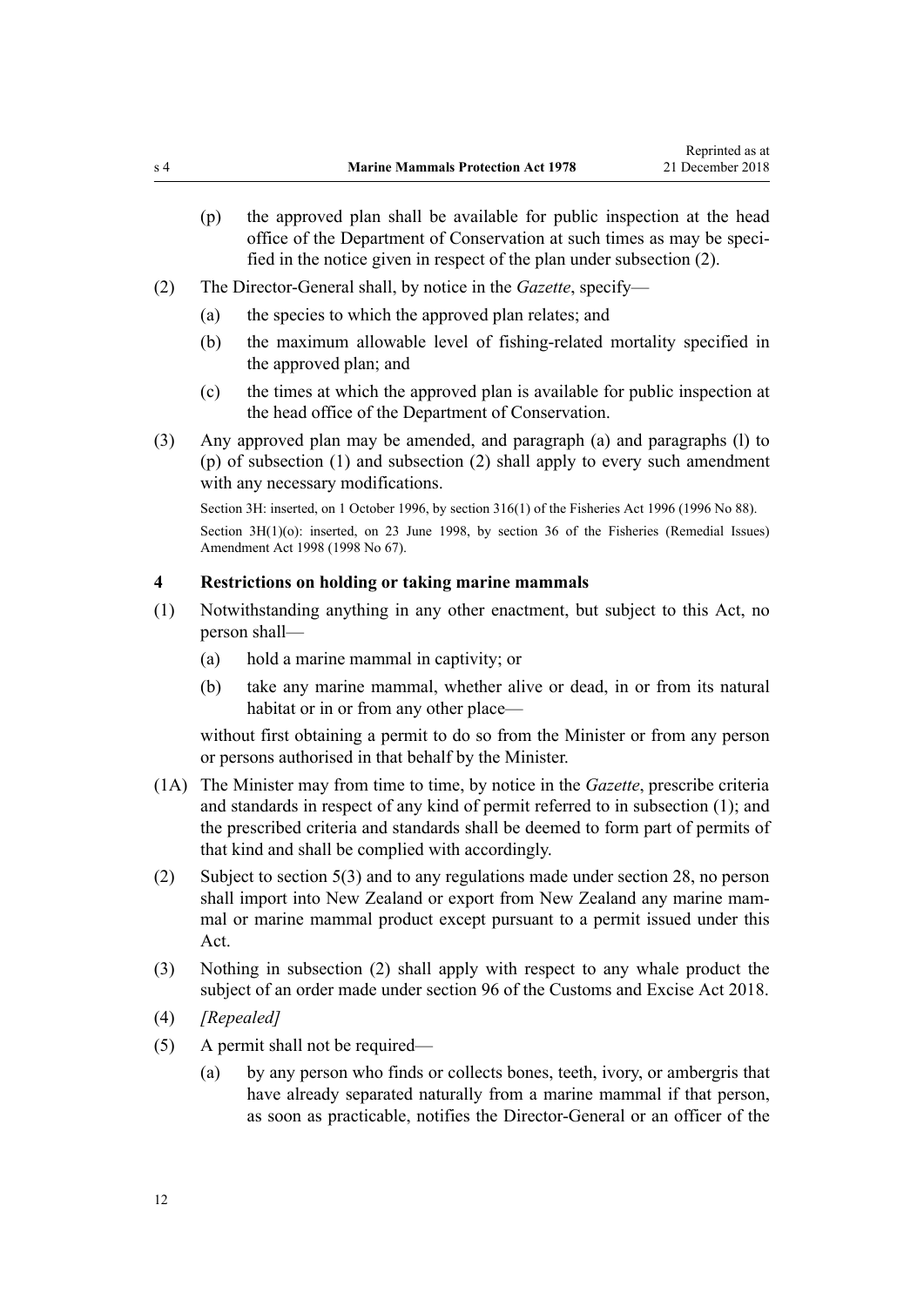(p) the approved plan shall be available for public inspection at the head office of the Department of Conservation at such times as may be specified in the notice given in respect of the plan under subsection (2).

(2) The Director-General shall, by notice in the *Gazette*, specify—

(a) the species to which the approved plan relates; and

(b) the maximum allowable level of fishing-related mortality specified in the approved plan; and

(c) the times at which the approved plan is available for public inspection at the head office of the Department of Conservation.

(3) Any approved plan may be amended, and paragraph (a) and paragraphs (l) to (p) of subsection (1) and subsection (2) shall apply to every such amendment with any necessary modifications.

Section 3H: inserted, on 1 October 1996, by section 316(1) of the Fisheries Act 1996 (1996 No 88).

Section 3H(1)(o): inserted, on 23 June 1998, by section 36 of the Fisheries (Remedial Issues) Amendment Act 1998 (1998 No 67).

### 4 Restrictions on holding or taking marine mammals

(1) Notwithstanding anything in any other enactment, but subject to this Act, no person shall—

(a) hold a marine mammal in captivity; or

(b) take any marine mammal, whether alive or dead, in or from its natural habitat or in or from any other place—

without first obtaining a permit to do so from the Minister or from any person or persons authorised in that behalf by the Minister.

(1A) The Minister may from time to time, by notice in the *Gazette*, prescribe criteria and standards in respect of any kind of permit referred to in subsection (1); and the prescribed criteria and standards shall be deemed to form part of permits of that kind and shall be complied with accordingly.

(2) Subject to section 5(3) and to any regulations made under section 28, no person shall import into New Zealand or export from New Zealand any marine mammal or marine mammal product except pursuant to a permit issued under this Act.

(3) Nothing in subsection (2) shall apply with respect to any whale product the subject of an order made under section 96 of the Customs and Excise Act 2018.

(4) *[Repealed]*

(5) A permit shall not be required—

(a) by any person who finds or collects bones, teeth, ivory, or ambergris that have already separated naturally from a marine mammal if that person, as soon as practicable, notifies the Director-General or an officer of the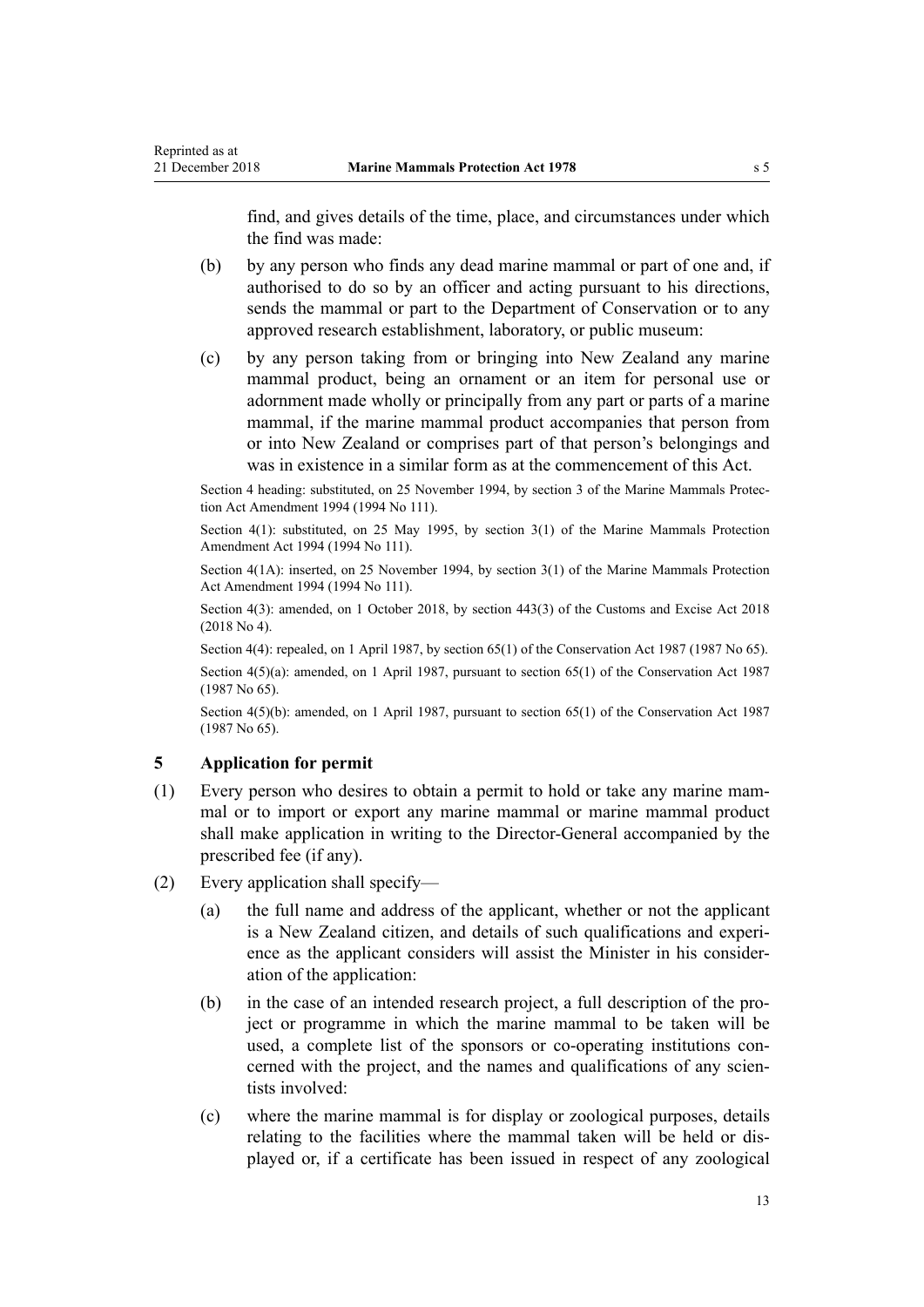find, and gives details of the time, place, and circumstances under which the find was made:

(b) by any person who finds any dead marine mammal or part of one and, if authorised to do so by an officer and acting pursuant to his directions, sends the mammal or part to the Department of Conservation or to any approved research establishment, laboratory, or public museum:

(c) by any person taking from or bringing into New Zealand any marine mammal product, being an ornament or an item for personal use or adornment made wholly or principally from any part or parts of a marine mammal, if the marine mammal product accompanies that person from or into New Zealand or comprises part of that person's belongings and was in existence in a similar form as at the commencement of this Act.

Section 4 heading: substituted, on 25 November 1994, by section 3 of the Marine Mammals Protection Act Amendment 1994 (1994 No 111).

Section 4(1): substituted, on 25 May 1995, by section 3(1) of the Marine Mammals Protection Amendment Act 1994 (1994 No 111).

Section 4(1A): inserted, on 25 November 1994, by section 3(1) of the Marine Mammals Protection Act Amendment 1994 (1994 No 111).

Section 4(3): amended, on 1 October 2018, by section 443(3) of the Customs and Excise Act 2018 (2018 No 4).

Section 4(4): repealed, on 1 April 1987, by section 65(1) of the Conservation Act 1987 (1987 No 65).

Section 4(5)(a): amended, on 1 April 1987, pursuant to section 65(1) of the Conservation Act 1987 (1987 No 65).

Section 4(5)(b): amended, on 1 April 1987, pursuant to section 65(1) of the Conservation Act 1987 (1987 No 65).

### 5 Application for permit

(1) Every person who desires to obtain a permit to hold or take any marine mammal or to import or export any marine mammal or marine mammal product shall make application in writing to the Director-General accompanied by the prescribed fee (if any).

(2) Every application shall specify—

(a) the full name and address of the applicant, whether or not the applicant is a New Zealand citizen, and details of such qualifications and experience as the applicant considers will assist the Minister in his consideration of the application:

(b) in the case of an intended research project, a full description of the project or programme in which the marine mammal to be taken will be used, a complete list of the sponsors or co-operating institutions concerned with the project, and the names and qualifications of any scientists involved:

(c) where the marine mammal is for display or zoological purposes, details relating to the facilities where the mammal taken will be held or displayed or, if a certificate has been issued in respect of any zoological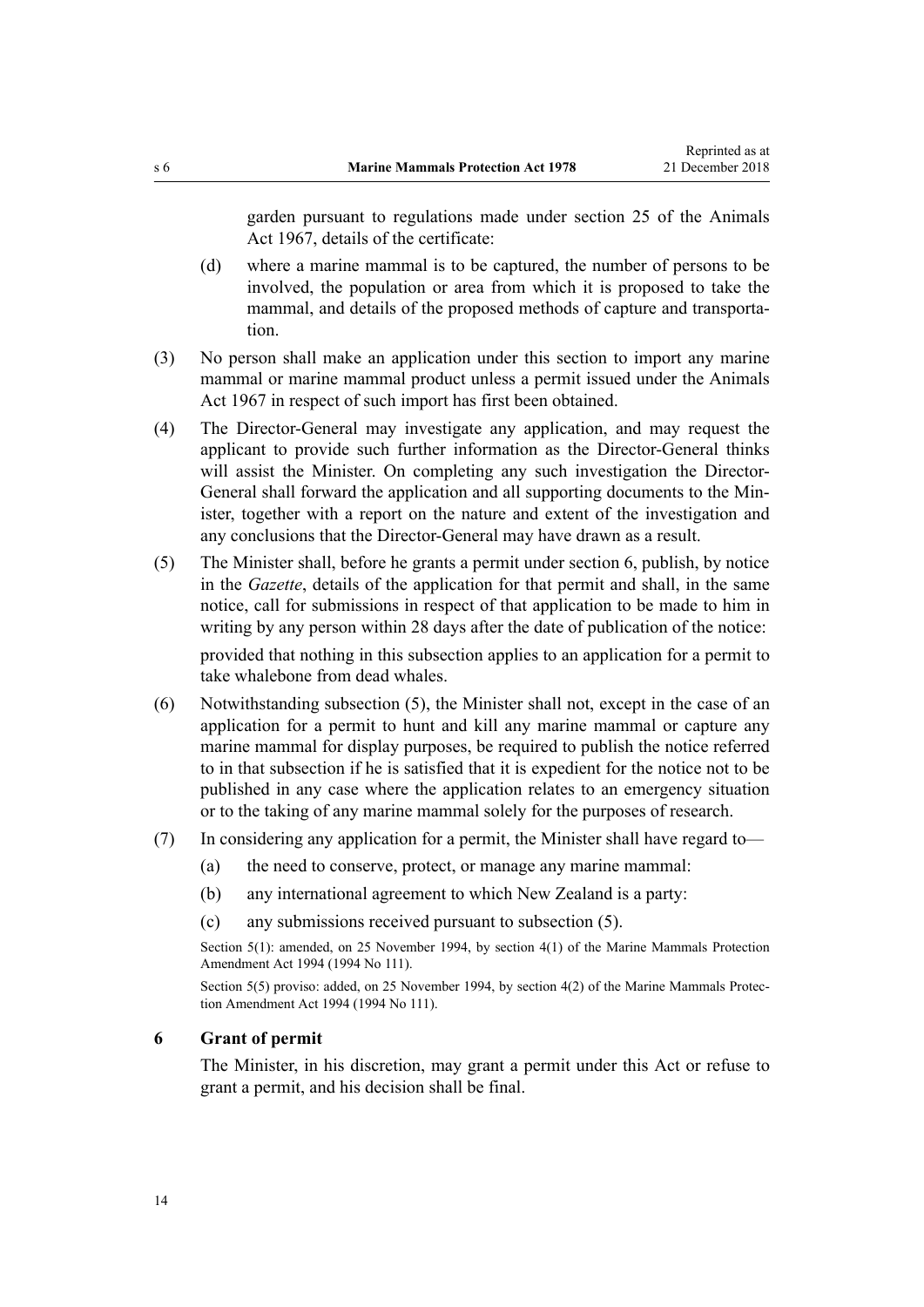garden pursuant to regulations made under section 25 of the Animals Act 1967, details of the certificate:

(d) where a marine mammal is to be captured, the number of persons to be involved, the population or area from which it is proposed to take the mammal, and details of the proposed methods of capture and transportation.

(3) No person shall make an application under this section to import any marine mammal or marine mammal product unless a permit issued under the Animals Act 1967 in respect of such import has first been obtained.

(4) The Director-General may investigate any application, and may request the applicant to provide such further information as the Director-General thinks will assist the Minister. On completing any such investigation the Director-General shall forward the application and all supporting documents to the Minister, together with a report on the nature and extent of the investigation and any conclusions that the Director-General may have drawn as a result.

(5) The Minister shall, before he grants a permit under section 6, publish, by notice in the *Gazette*, details of the application for that permit and shall, in the same notice, call for submissions in respect of that application to be made to him in writing by any person within 28 days after the date of publication of the notice:

provided that nothing in this subsection applies to an application for a permit to take whalebone from dead whales.

(6) Notwithstanding subsection (5), the Minister shall not, except in the case of an application for a permit to hunt and kill any marine mammal or capture any marine mammal for display purposes, be required to publish the notice referred to in that subsection if he is satisfied that it is expedient for the notice not to be published in any case where the application relates to an emergency situation or to the taking of any marine mammal solely for the purposes of research.

(7) In considering any application for a permit, the Minister shall have regard to—

(a) the need to conserve, protect, or manage any marine mammal:

(b) any international agreement to which New Zealand is a party:

(c) any submissions received pursuant to subsection (5).

Section 5(1): amended, on 25 November 1994, by section 4(1) of the Marine Mammals Protection Amendment Act 1994 (1994 No 111).

Section 5(5) proviso: added, on 25 November 1994, by section 4(2) of the Marine Mammals Protection Amendment Act 1994 (1994 No 111).

### 6 Grant of permit

The Minister, in his discretion, may grant a permit under this Act or refuse to grant a permit, and his decision shall be final.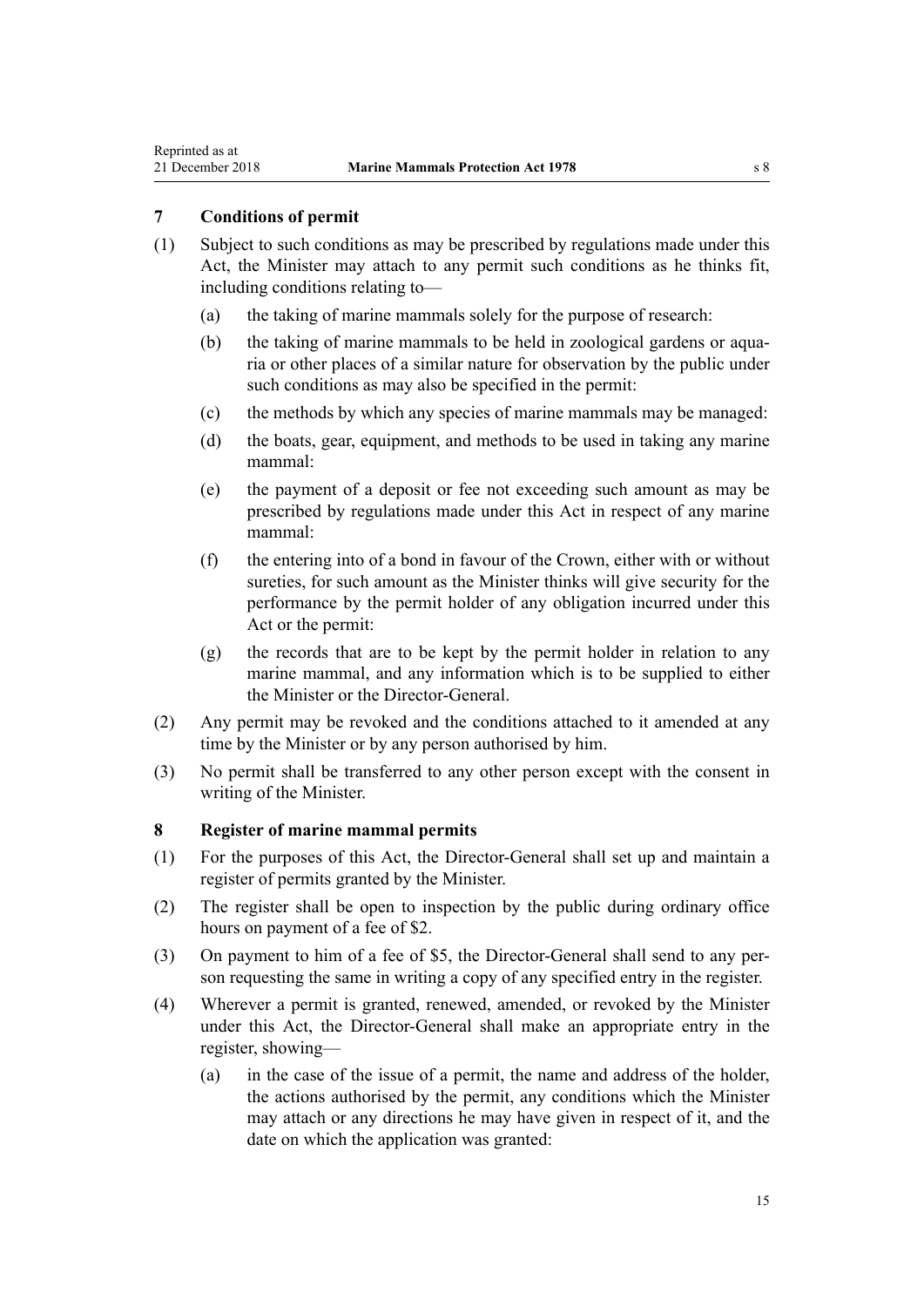## 7 Conditions of permit

(1) Subject to such conditions as may be prescribed by regulations made under this Act, the Minister may attach to any permit such conditions as he thinks fit, including conditions relating to—

(a) the taking of marine mammals solely for the purpose of research:

(b) the taking of marine mammals to be held in zoological gardens or aquaria or other places of a similar nature for observation by the public under such conditions as may also be specified in the permit:

(c) the methods by which any species of marine mammals may be managed:

(d) the boats, gear, equipment, and methods to be used in taking any marine mammal:

(e) the payment of a deposit or fee not exceeding such amount as may be prescribed by regulations made under this Act in respect of any marine mammal:

(f) the entering into of a bond in favour of the Crown, either with or without sureties, for such amount as the Minister thinks will give security for the performance by the permit holder of any obligation incurred under this Act or the permit:

(g) the records that are to be kept by the permit holder in relation to any marine mammal, and any information which is to be supplied to either the Minister or the Director-General.

(2) Any permit may be revoked and the conditions attached to it amended at any time by the Minister or by any person authorised by him.

(3) No permit shall be transferred to any other person except with the consent in writing of the Minister.

## 8 Register of marine mammal permits

(1) For the purposes of this Act, the Director-General shall set up and maintain a register of permits granted by the Minister.

(2) The register shall be open to inspection by the public during ordinary office hours on payment of a fee of $2.

(3) On payment to him of a fee of $5, the Director-General shall send to any person requesting the same in writing a copy of any specified entry in the register.

(4) Wherever a permit is granted, renewed, amended, or revoked by the Minister under this Act, the Director-General shall make an appropriate entry in the register, showing—

(a) in the case of the issue of a permit, the name and address of the holder, the actions authorised by the permit, any conditions which the Minister may attach or any directions he may have given in respect of it, and the date on which the application was granted: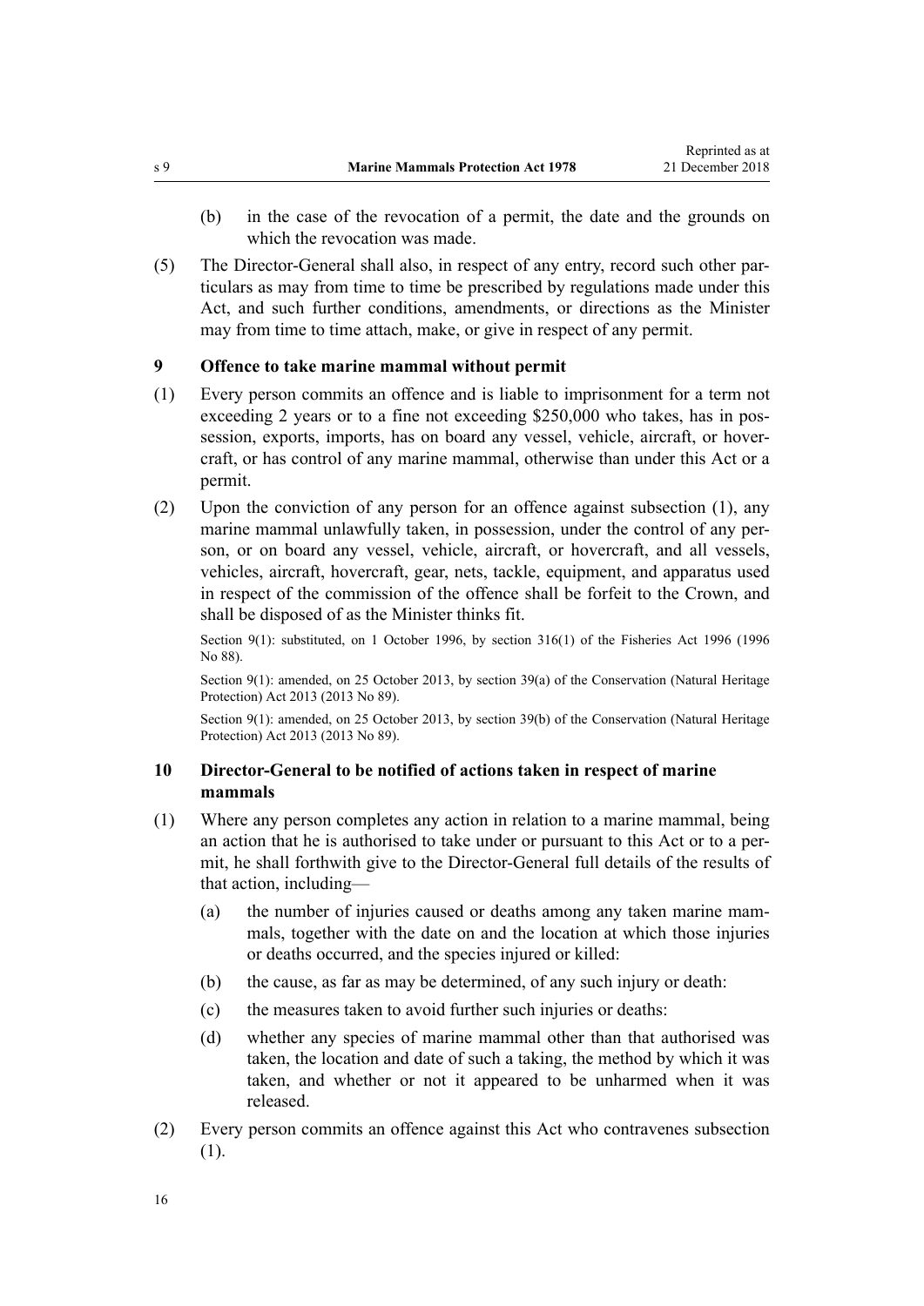(b) in the case of the revocation of a permit, the date and the grounds on which the revocation was made.

(5) The Director-General shall also, in respect of any entry, record such other particulars as may from time to time be prescribed by regulations made under this Act, and such further conditions, amendments, or directions as the Minister may from time to time attach, make, or give in respect of any permit.

## 9 Offence to take marine mammal without permit

(1) Every person commits an offence and is liable to imprisonment for a term not exceeding 2 years or to a fine not exceeding $250,000 who takes, has in possession, exports, imports, has on board any vessel, vehicle, aircraft, or hovercraft, or has control of any marine mammal, otherwise than under this Act or a permit.

(2) Upon the conviction of any person for an offence against subsection (1), any marine mammal unlawfully taken, in possession, under the control of any person, or on board any vessel, vehicle, aircraft, or hovercraft, and all vessels, vehicles, aircraft, hovercraft, gear, nets, tackle, equipment, and apparatus used in respect of the commission of the offence shall be forfeit to the Crown, and shall be disposed of as the Minister thinks fit.

Section 9(1): substituted, on 1 October 1996, by section 316(1) of the Fisheries Act 1996 (1996 No 88).

Section 9(1): amended, on 25 October 2013, by section 39(a) of the Conservation (Natural Heritage Protection) Act 2013 (2013 No 89).

Section 9(1): amended, on 25 October 2013, by section 39(b) of the Conservation (Natural Heritage Protection) Act 2013 (2013 No 89).

## 10 Director-General to be notified of actions taken in respect of marine mammals

(1) Where any person completes any action in relation to a marine mammal, being an action that he is authorised to take under or pursuant to this Act or to a permit, he shall forthwith give to the Director-General full details of the results of that action, including—

(a) the number of injuries caused or deaths among any taken marine mammals, together with the date on and the location at which those injuries or deaths occurred, and the species injured or killed:

(b) the cause, as far as may be determined, of any such injury or death:

(c) the measures taken to avoid further such injuries or deaths:

(d) whether any species of marine mammal other than that authorised was taken, the location and date of such a taking, the method by which it was taken, and whether or not it appeared to be unharmed when it was released.

(2) Every person commits an offence against this Act who contravenes subsection (1).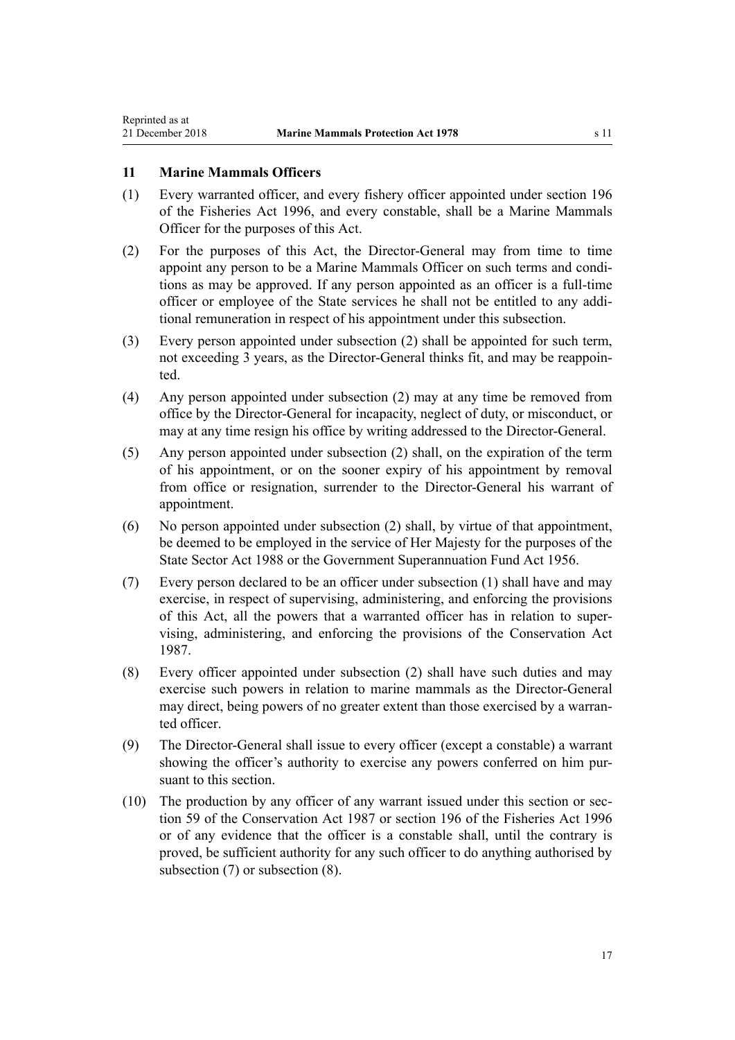### 11 Marine Mammals Officers

(1) Every warranted officer, and every fishery officer appointed under section 196 of the Fisheries Act 1996, and every constable, shall be a Marine Mammals Officer for the purposes of this Act.

(2) For the purposes of this Act, the Director-General may from time to time appoint any person to be a Marine Mammals Officer on such terms and conditions as may be approved. If any person appointed as an officer is a full-time officer or employee of the State services he shall not be entitled to any additional remuneration in respect of his appointment under this subsection.

(3) Every person appointed under subsection (2) shall be appointed for such term, not exceeding 3 years, as the Director-General thinks fit, and may be reappointed.

(4) Any person appointed under subsection (2) may at any time be removed from office by the Director-General for incapacity, neglect of duty, or misconduct, or may at any time resign his office by writing addressed to the Director-General.

(5) Any person appointed under subsection (2) shall, on the expiration of the term of his appointment, or on the sooner expiry of his appointment by removal from office or resignation, surrender to the Director-General his warrant of appointment.

(6) No person appointed under subsection (2) shall, by virtue of that appointment, be deemed to be employed in the service of Her Majesty for the purposes of the State Sector Act 1988 or the Government Superannuation Fund Act 1956.

(7) Every person declared to be an officer under subsection (1) shall have and may exercise, in respect of supervising, administering, and enforcing the provisions of this Act, all the powers that a warranted officer has in relation to supervising, administering, and enforcing the provisions of the Conservation Act 1987.

(8) Every officer appointed under subsection (2) shall have such duties and may exercise such powers in relation to marine mammals as the Director-General may direct, being powers of no greater extent than those exercised by a warranted officer.

(9) The Director-General shall issue to every officer (except a constable) a warrant showing the officer's authority to exercise any powers conferred on him pursuant to this section.

(10) The production by any officer of any warrant issued under this section or section 59 of the Conservation Act 1987 or section 196 of the Fisheries Act 1996 or of any evidence that the officer is a constable shall, until the contrary is proved, be sufficient authority for any such officer to do anything authorised by subsection (7) or subsection (8).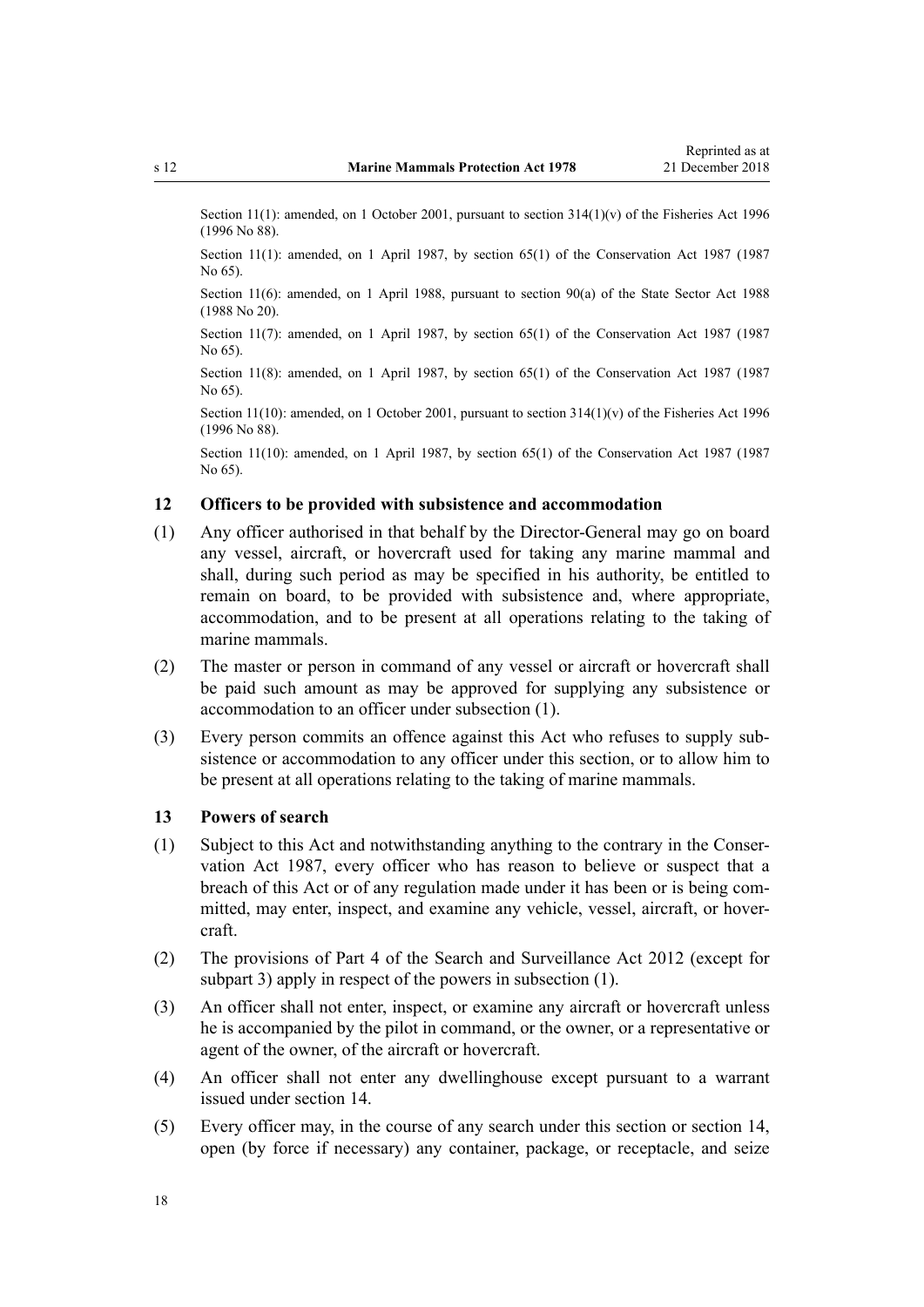Section 11(1): amended, on 1 October 2001, pursuant to section 314(1)(v) of the Fisheries Act 1996 (1996 No 88).

Section 11(1): amended, on 1 April 1987, by section 65(1) of the Conservation Act 1987 (1987 No 65).

Section 11(6): amended, on 1 April 1988, pursuant to section 90(a) of the State Sector Act 1988 (1988 No 20).

Section 11(7): amended, on 1 April 1987, by section 65(1) of the Conservation Act 1987 (1987 No 65).

Section 11(8): amended, on 1 April 1987, by section 65(1) of the Conservation Act 1987 (1987 No 65).

Section 11(10): amended, on 1 October 2001, pursuant to section 314(1)(v) of the Fisheries Act 1996 (1996 No 88).

Section 11(10): amended, on 1 April 1987, by section 65(1) of the Conservation Act 1987 (1987 No 65).

### 12 Officers to be provided with subsistence and accommodation

(1) Any officer authorised in that behalf by the Director-General may go on board any vessel, aircraft, or hovercraft used for taking any marine mammal and shall, during such period as may be specified in his authority, be entitled to remain on board, to be provided with subsistence and, where appropriate, accommodation, and to be present at all operations relating to the taking of marine mammals.

(2) The master or person in command of any vessel or aircraft or hovercraft shall be paid such amount as may be approved for supplying any subsistence or accommodation to an officer under subsection (1).

(3) Every person commits an offence against this Act who refuses to supply subsistence or accommodation to any officer under this section, or to allow him to be present at all operations relating to the taking of marine mammals.

### 13 Powers of search

(1) Subject to this Act and notwithstanding anything to the contrary in the Conservation Act 1987, every officer who has reason to believe or suspect that a breach of this Act or of any regulation made under it has been or is being committed, may enter, inspect, and examine any vehicle, vessel, aircraft, or hovercraft.

(2) The provisions of Part 4 of the Search and Surveillance Act 2012 (except for subpart 3) apply in respect of the powers in subsection (1).

(3) An officer shall not enter, inspect, or examine any aircraft or hovercraft unless he is accompanied by the pilot in command, or the owner, or a representative or agent of the owner, of the aircraft or hovercraft.

(4) An officer shall not enter any dwellinghouse except pursuant to a warrant issued under section 14.

(5) Every officer may, in the course of any search under this section or section 14, open (by force if necessary) any container, package, or receptacle, and seize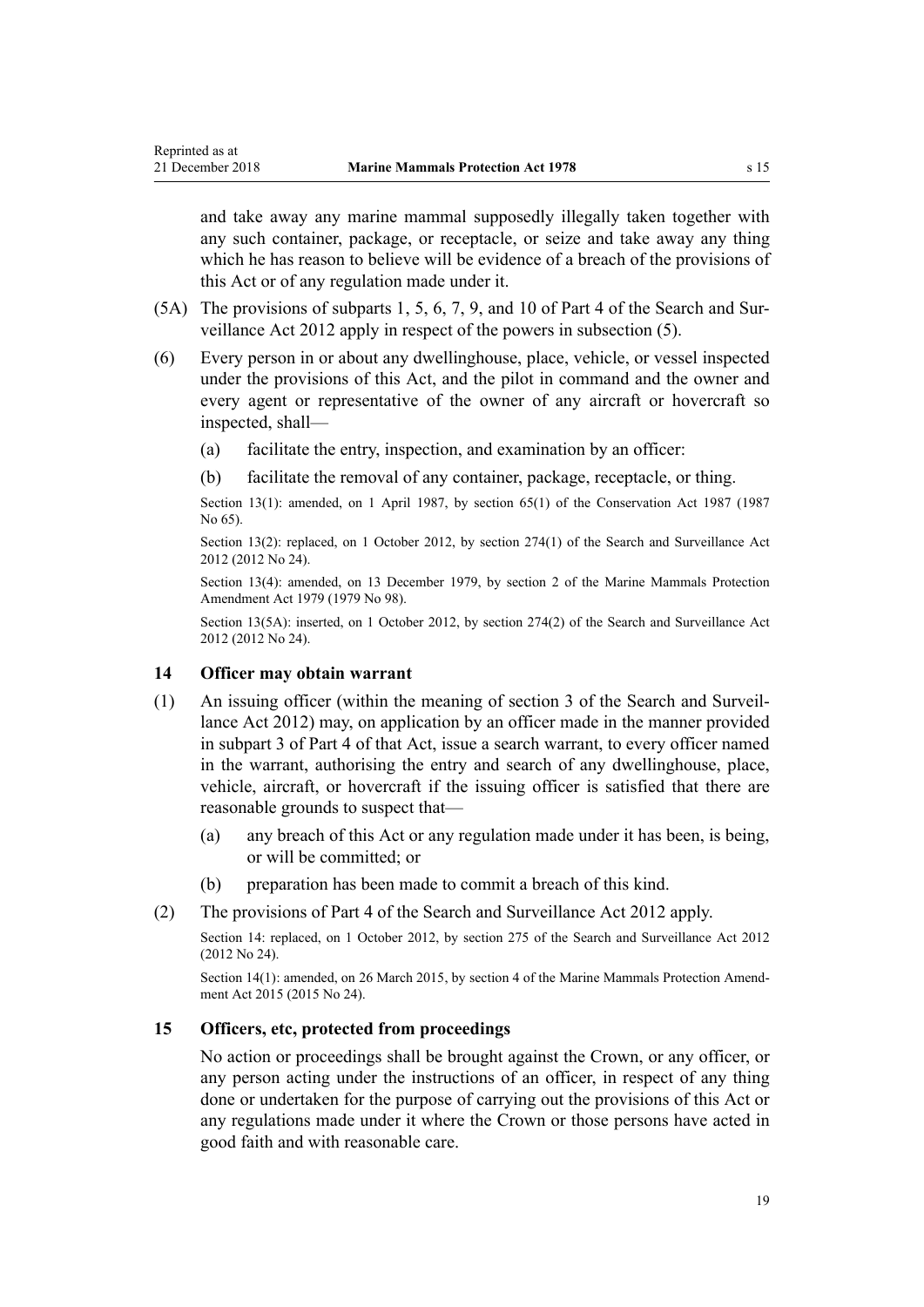and take away any marine mammal supposedly illegally taken together with any such container, package, or receptacle, or seize and take away any thing which he has reason to believe will be evidence of a breach of the provisions of this Act or of any regulation made under it.

(5A) The provisions of subparts 1, 5, 6, 7, 9, and 10 of Part 4 of the Search and Surveillance Act 2012 apply in respect of the powers in subsection (5).

(6) Every person in or about any dwellinghouse, place, vehicle, or vessel inspected under the provisions of this Act, and the pilot in command and the owner and every agent or representative of the owner of any aircraft or hovercraft so inspected, shall—

(a) facilitate the entry, inspection, and examination by an officer:

(b) facilitate the removal of any container, package, receptacle, or thing.

Section 13(1): amended, on 1 April 1987, by section 65(1) of the Conservation Act 1987 (1987 No 65).

Section 13(2): replaced, on 1 October 2012, by section 274(1) of the Search and Surveillance Act 2012 (2012 No 24).

Section 13(4): amended, on 13 December 1979, by section 2 of the Marine Mammals Protection Amendment Act 1979 (1979 No 98).

Section 13(5A): inserted, on 1 October 2012, by section 274(2) of the Search and Surveillance Act 2012 (2012 No 24).

### 14 Officer may obtain warrant

(1) An issuing officer (within the meaning of section 3 of the Search and Surveillance Act 2012) may, on application by an officer made in the manner provided in subpart 3 of Part 4 of that Act, issue a search warrant, to every officer named in the warrant, authorising the entry and search of any dwellinghouse, place, vehicle, aircraft, or hovercraft if the issuing officer is satisfied that there are reasonable grounds to suspect that—

(a) any breach of this Act or any regulation made under it has been, is being, or will be committed; or

(b) preparation has been made to commit a breach of this kind.

(2) The provisions of Part 4 of the Search and Surveillance Act 2012 apply.

Section 14: replaced, on 1 October 2012, by section 275 of the Search and Surveillance Act 2012 (2012 No 24).

Section 14(1): amended, on 26 March 2015, by section 4 of the Marine Mammals Protection Amendment Act 2015 (2015 No 24).

### 15 Officers, etc, protected from proceedings

No action or proceedings shall be brought against the Crown, or any officer, or any person acting under the instructions of an officer, in respect of any thing done or undertaken for the purpose of carrying out the provisions of this Act or any regulations made under it where the Crown or those persons have acted in good faith and with reasonable care.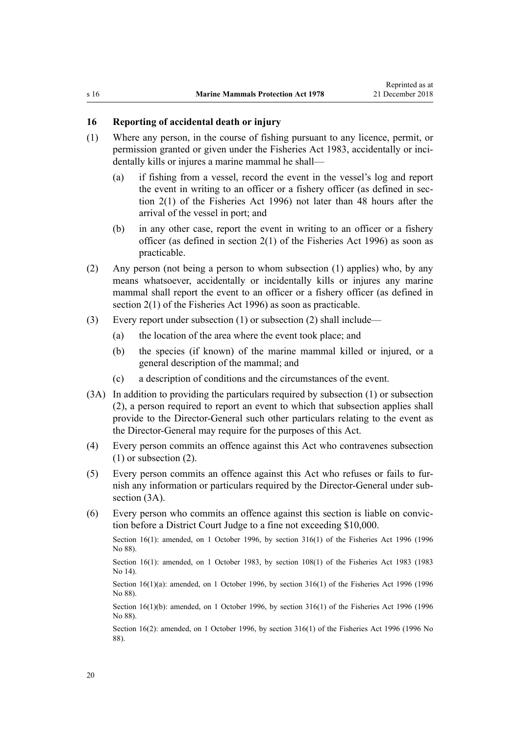### 16 Reporting of accidental death or injury

(1) Where any person, in the course of fishing pursuant to any licence, permit, or permission granted or given under the Fisheries Act 1983, accidentally or incidentally kills or injures a marine mammal he shall—

(a) if fishing from a vessel, record the event in the vessel's log and report the event in writing to an officer or a fishery officer (as defined in section 2(1) of the Fisheries Act 1996) not later than 48 hours after the arrival of the vessel in port; and

(b) in any other case, report the event in writing to an officer or a fishery officer (as defined in section 2(1) of the Fisheries Act 1996) as soon as practicable.

(2) Any person (not being a person to whom subsection (1) applies) who, by any means whatsoever, accidentally or incidentally kills or injures any marine mammal shall report the event to an officer or a fishery officer (as defined in section 2(1) of the Fisheries Act 1996) as soon as practicable.

(3) Every report under subsection (1) or subsection (2) shall include—

(a) the location of the area where the event took place; and

(b) the species (if known) of the marine mammal killed or injured, or a general description of the mammal; and

(c) a description of conditions and the circumstances of the event.

(3A) In addition to providing the particulars required by subsection (1) or subsection (2), a person required to report an event to which that subsection applies shall provide to the Director-General such other particulars relating to the event as the Director-General may require for the purposes of this Act.

(4) Every person commits an offence against this Act who contravenes subsection (1) or subsection (2).

(5) Every person commits an offence against this Act who refuses or fails to furnish any information or particulars required by the Director-General under subsection (3A).

(6) Every person who commits an offence against this section is liable on conviction before a District Court Judge to a fine not exceeding $10,000.

Section 16(1): amended, on 1 October 1996, by section 316(1) of the Fisheries Act 1996 (1996 No 88).

Section 16(1): amended, on 1 October 1983, by section 108(1) of the Fisheries Act 1983 (1983 No 14).

Section 16(1)(a): amended, on 1 October 1996, by section 316(1) of the Fisheries Act 1996 (1996 No 88).

Section 16(1)(b): amended, on 1 October 1996, by section 316(1) of the Fisheries Act 1996 (1996 No 88).

Section 16(2): amended, on 1 October 1996, by section 316(1) of the Fisheries Act 1996 (1996 No 88).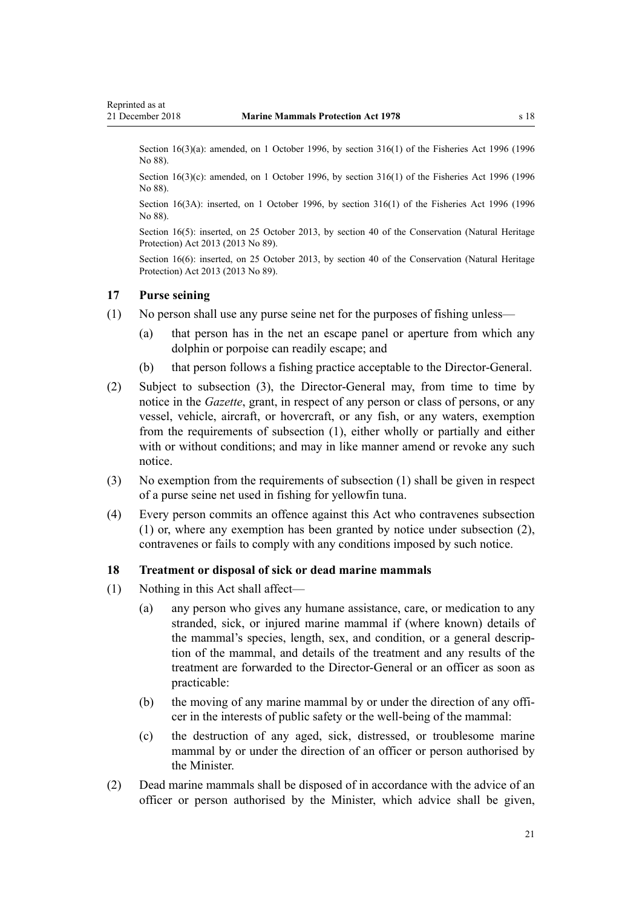Section 16(3)(a): amended, on 1 October 1996, by section 316(1) of the Fisheries Act 1996 (1996 No 88).

Section 16(3)(c): amended, on 1 October 1996, by section 316(1) of the Fisheries Act 1996 (1996 No 88).

Section 16(3A): inserted, on 1 October 1996, by section 316(1) of the Fisheries Act 1996 (1996 No 88).

Section 16(5): inserted, on 25 October 2013, by section 40 of the Conservation (Natural Heritage Protection) Act 2013 (2013 No 89).

Section 16(6): inserted, on 25 October 2013, by section 40 of the Conservation (Natural Heritage Protection) Act 2013 (2013 No 89).

### 17 Purse seining

(1) No person shall use any purse seine net for the purposes of fishing unless—

(a) that person has in the net an escape panel or aperture from which any dolphin or porpoise can readily escape; and

(b) that person follows a fishing practice acceptable to the Director-General.

(2) Subject to subsection (3), the Director-General may, from time to time by notice in the *Gazette*, grant, in respect of any person or class of persons, or any vessel, vehicle, aircraft, or hovercraft, or any fish, or any waters, exemption from the requirements of subsection (1), either wholly or partially and either with or without conditions; and may in like manner amend or revoke any such notice.

(3) No exemption from the requirements of subsection (1) shall be given in respect of a purse seine net used in fishing for yellowfin tuna.

(4) Every person commits an offence against this Act who contravenes subsection (1) or, where any exemption has been granted by notice under subsection (2), contravenes or fails to comply with any conditions imposed by such notice.

### 18 Treatment or disposal of sick or dead marine mammals

(1) Nothing in this Act shall affect—

(a) any person who gives any humane assistance, care, or medication to any stranded, sick, or injured marine mammal if (where known) details of the mammal's species, length, sex, and condition, or a general description of the mammal, and details of the treatment and any results of the treatment are forwarded to the Director-General or an officer as soon as practicable:

(b) the moving of any marine mammal by or under the direction of any officer in the interests of public safety or the well-being of the mammal:

(c) the destruction of any aged, sick, distressed, or troublesome marine mammal by or under the direction of an officer or person authorised by the Minister.

(2) Dead marine mammals shall be disposed of in accordance with the advice of an officer or person authorised by the Minister, which advice shall be given,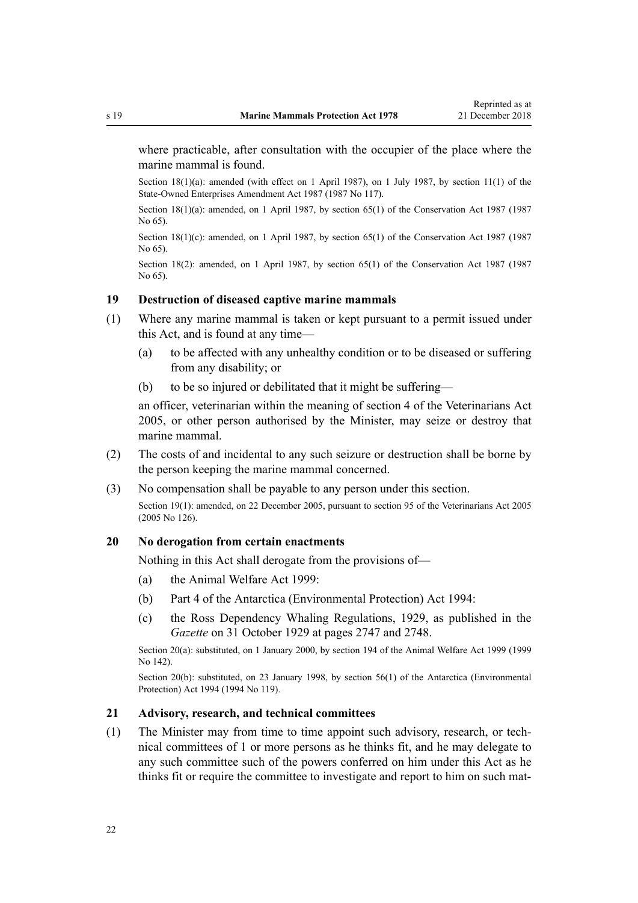where practicable, after consultation with the occupier of the place where the marine mammal is found.

Section 18(1)(a): amended (with effect on 1 April 1987), on 1 July 1987, by section 11(1) of the State-Owned Enterprises Amendment Act 1987 (1987 No 117).

Section 18(1)(a): amended, on 1 April 1987, by section 65(1) of the Conservation Act 1987 (1987 No 65).

Section 18(1)(c): amended, on 1 April 1987, by section 65(1) of the Conservation Act 1987 (1987 No 65).

Section 18(2): amended, on 1 April 1987, by section 65(1) of the Conservation Act 1987 (1987 No 65).

### 19 Destruction of diseased captive marine mammals

(1) Where any marine mammal is taken or kept pursuant to a permit issued under this Act, and is found at any time—

  (a) to be affected with any unhealthy condition or to be diseased or suffering from any disability; or

  (b) to be so injured or debilitated that it might be suffering—

  an officer, veterinarian within the meaning of section 4 of the Veterinarians Act 2005, or other person authorised by the Minister, may seize or destroy that marine mammal.

(2) The costs of and incidental to any such seizure or destruction shall be borne by the person keeping the marine mammal concerned.

(3) No compensation shall be payable to any person under this section.

Section 19(1): amended, on 22 December 2005, pursuant to section 95 of the Veterinarians Act 2005 (2005 No 126).

### 20 No derogation from certain enactments

Nothing in this Act shall derogate from the provisions of—

  (a) the Animal Welfare Act 1999:

  (b) Part 4 of the Antarctica (Environmental Protection) Act 1994:

  (c) the Ross Dependency Whaling Regulations, 1929, as published in the *Gazette* on 31 October 1929 at pages 2747 and 2748.

Section 20(a): substituted, on 1 January 2000, by section 194 of the Animal Welfare Act 1999 (1999 No 142).

Section 20(b): substituted, on 23 January 1998, by section 56(1) of the Antarctica (Environmental Protection) Act 1994 (1994 No 119).

### 21 Advisory, research, and technical committees

(1) The Minister may from time to time appoint such advisory, research, or technical committees of 1 or more persons as he thinks fit, and he may delegate to any such committee such of the powers conferred on him under this Act as he thinks fit or require the committee to investigate and report to him on such mat-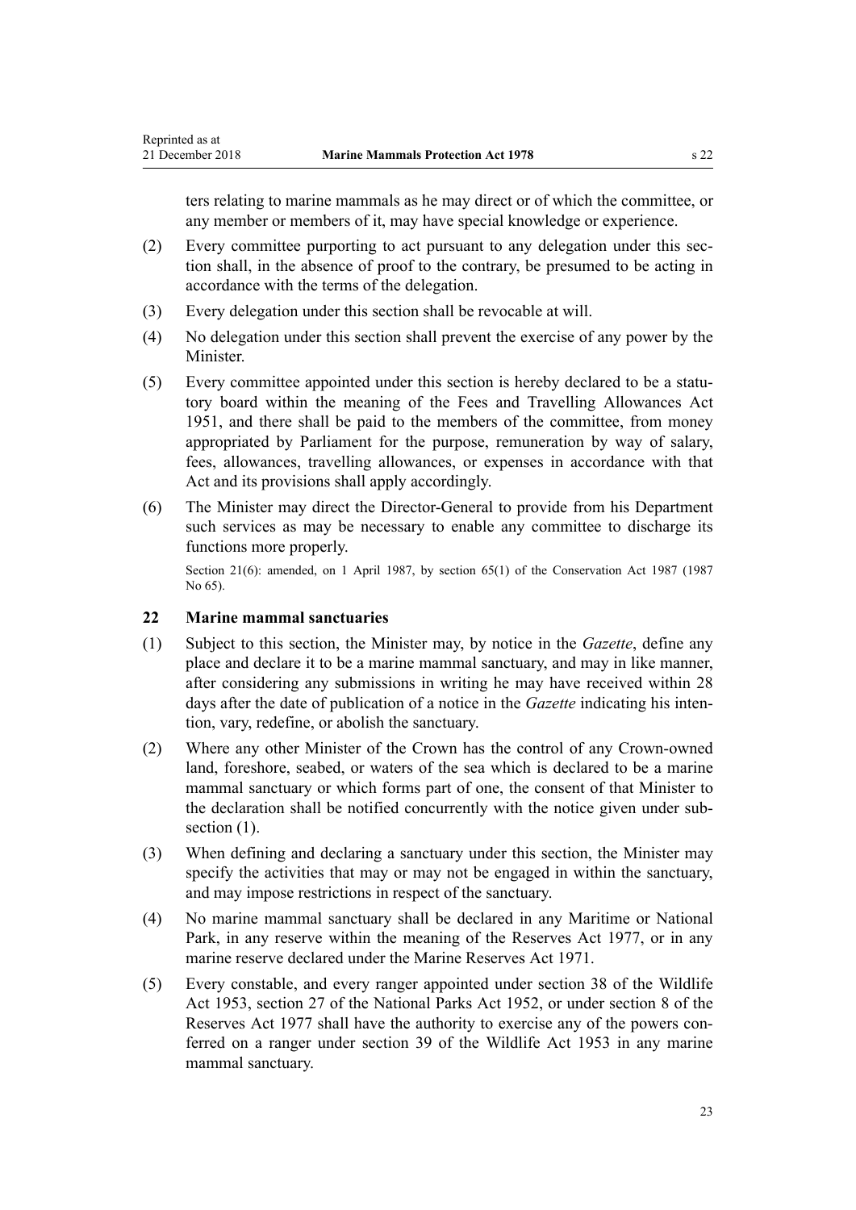ters relating to marine mammals as he may direct or of which the committee, or any member or members of it, may have special knowledge or experience.

(2) Every committee purporting to act pursuant to any delegation under this section shall, in the absence of proof to the contrary, be presumed to be acting in accordance with the terms of the delegation.

(3) Every delegation under this section shall be revocable at will.

(4) No delegation under this section shall prevent the exercise of any power by the Minister.

(5) Every committee appointed under this section is hereby declared to be a statutory board within the meaning of the Fees and Travelling Allowances Act 1951, and there shall be paid to the members of the committee, from money appropriated by Parliament for the purpose, remuneration by way of salary, fees, allowances, travelling allowances, or expenses in accordance with that Act and its provisions shall apply accordingly.

(6) The Minister may direct the Director-General to provide from his Department such services as may be necessary to enable any committee to discharge its functions more properly.

Section 21(6): amended, on 1 April 1987, by section 65(1) of the Conservation Act 1987 (1987 No 65).

### 22 Marine mammal sanctuaries

(1) Subject to this section, the Minister may, by notice in the *Gazette*, define any place and declare it to be a marine mammal sanctuary, and may in like manner, after considering any submissions in writing he may have received within 28 days after the date of publication of a notice in the *Gazette* indicating his intention, vary, redefine, or abolish the sanctuary.

(2) Where any other Minister of the Crown has the control of any Crown-owned land, foreshore, seabed, or waters of the sea which is declared to be a marine mammal sanctuary or which forms part of one, the consent of that Minister to the declaration shall be notified concurrently with the notice given under subsection (1).

(3) When defining and declaring a sanctuary under this section, the Minister may specify the activities that may or may not be engaged in within the sanctuary, and may impose restrictions in respect of the sanctuary.

(4) No marine mammal sanctuary shall be declared in any Maritime or National Park, in any reserve within the meaning of the Reserves Act 1977, or in any marine reserve declared under the Marine Reserves Act 1971.

(5) Every constable, and every ranger appointed under section 38 of the Wildlife Act 1953, section 27 of the National Parks Act 1952, or under section 8 of the Reserves Act 1977 shall have the authority to exercise any of the powers conferred on a ranger under section 39 of the Wildlife Act 1953 in any marine mammal sanctuary.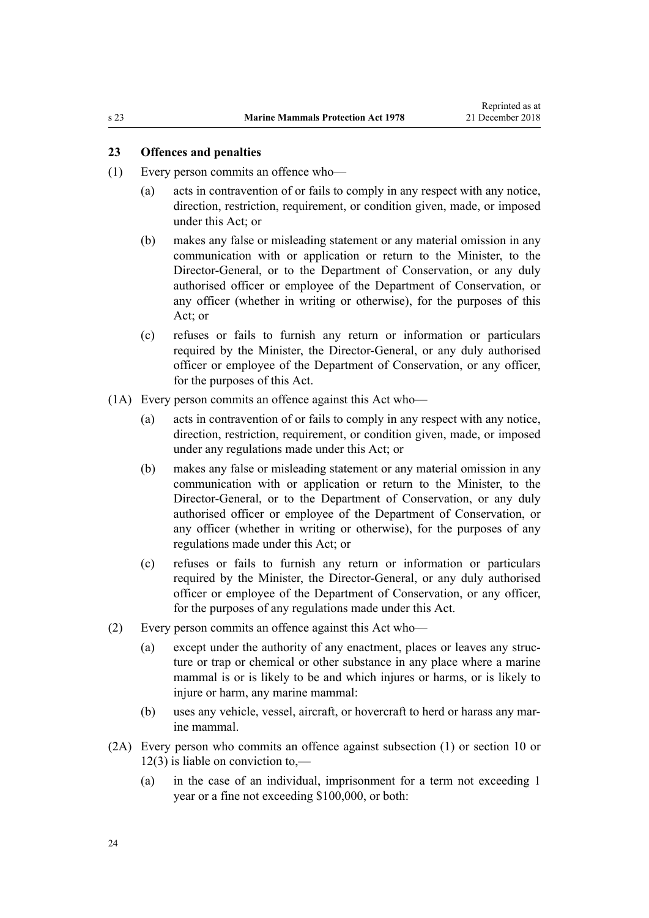### 23 Offences and penalties

(1) Every person commits an offence who—

(a) acts in contravention of or fails to comply in any respect with any notice, direction, restriction, requirement, or condition given, made, or imposed under this Act; or

(b) makes any false or misleading statement or any material omission in any communication with or application or return to the Minister, to the Director-General, or to the Department of Conservation, or any duly authorised officer or employee of the Department of Conservation, or any officer (whether in writing or otherwise), for the purposes of this Act; or

(c) refuses or fails to furnish any return or information or particulars required by the Minister, the Director-General, or any duly authorised officer or employee of the Department of Conservation, or any officer, for the purposes of this Act.

(1A) Every person commits an offence against this Act who—

(a) acts in contravention of or fails to comply in any respect with any notice, direction, restriction, requirement, or condition given, made, or imposed under any regulations made under this Act; or

(b) makes any false or misleading statement or any material omission in any communication with or application or return to the Minister, to the Director-General, or to the Department of Conservation, or any duly authorised officer or employee of the Department of Conservation, or any officer (whether in writing or otherwise), for the purposes of any regulations made under this Act; or

(c) refuses or fails to furnish any return or information or particulars required by the Minister, the Director-General, or any duly authorised officer or employee of the Department of Conservation, or any officer, for the purposes of any regulations made under this Act.

(2) Every person commits an offence against this Act who—

(a) except under the authority of any enactment, places or leaves any structure or trap or chemical or other substance in any place where a marine mammal is or is likely to be and which injures or harms, or is likely to injure or harm, any marine mammal:

(b) uses any vehicle, vessel, aircraft, or hovercraft to herd or harass any marine mammal.

(2A) Every person who commits an offence against subsection (1) or section 10 or 12(3) is liable on conviction to,—

(a) in the case of an individual, imprisonment for a term not exceeding 1 year or a fine not exceeding $100,000, or both: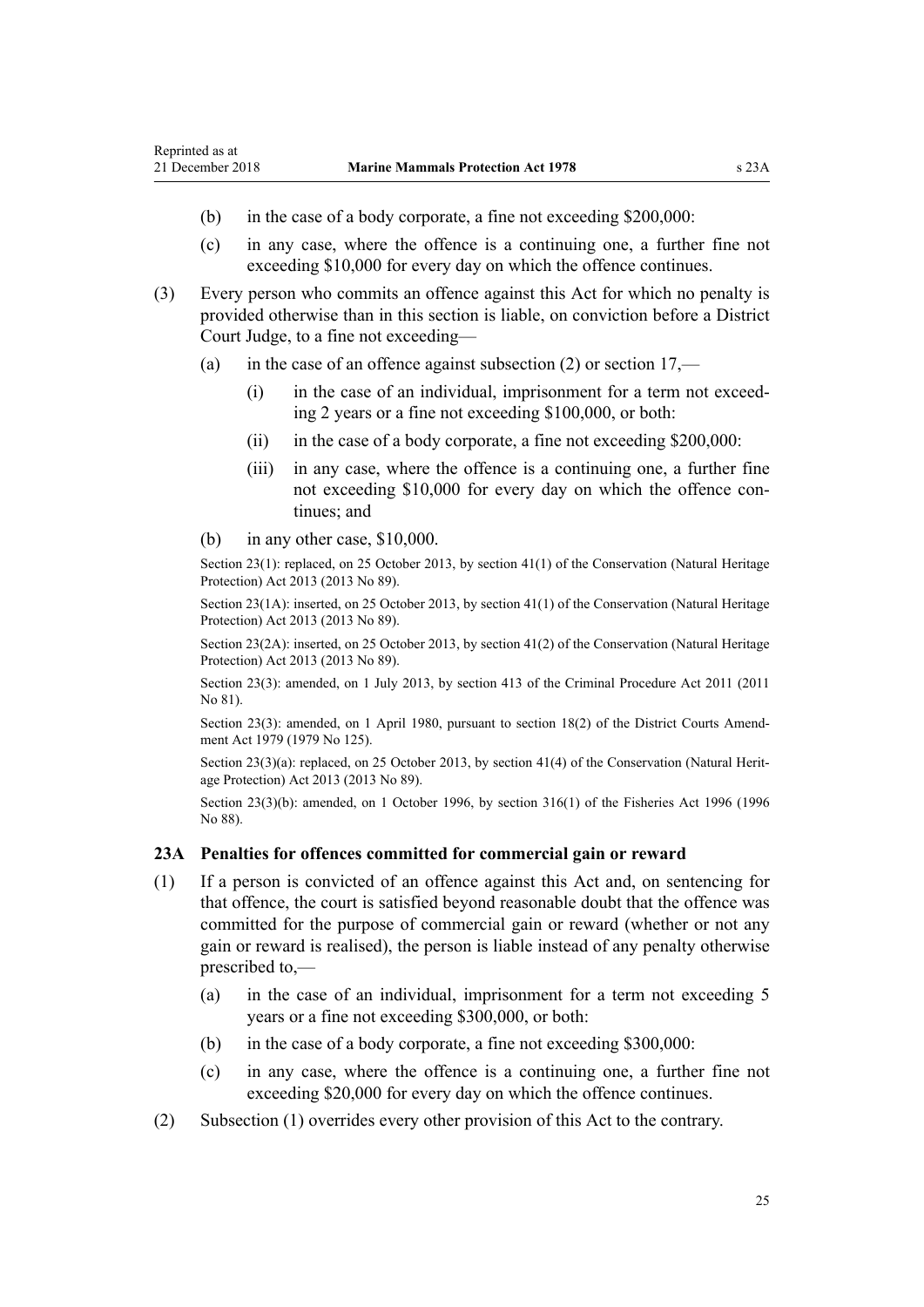(b) in the case of a body corporate, a fine not exceeding $200,000:

(c) in any case, where the offence is a continuing one, a further fine not exceeding $10,000 for every day on which the offence continues.

(3) Every person who commits an offence against this Act for which no penalty is provided otherwise than in this section is liable, on conviction before a District Court Judge, to a fine not exceeding—

(a) in the case of an offence against subsection (2) or section 17,—

(i) in the case of an individual, imprisonment for a term not exceeding 2 years or a fine not exceeding $100,000, or both:

(ii) in the case of a body corporate, a fine not exceeding $200,000:

(iii) in any case, where the offence is a continuing one, a further fine not exceeding $10,000 for every day on which the offence continues; and

(b) in any other case, $10,000.

Section 23(1): replaced, on 25 October 2013, by section 41(1) of the Conservation (Natural Heritage Protection) Act 2013 (2013 No 89).

Section 23(1A): inserted, on 25 October 2013, by section 41(1) of the Conservation (Natural Heritage Protection) Act 2013 (2013 No 89).

Section 23(2A): inserted, on 25 October 2013, by section 41(2) of the Conservation (Natural Heritage Protection) Act 2013 (2013 No 89).

Section 23(3): amended, on 1 July 2013, by section 413 of the Criminal Procedure Act 2011 (2011 No 81).

Section 23(3): amended, on 1 April 1980, pursuant to section 18(2) of the District Courts Amendment Act 1979 (1979 No 125).

Section 23(3)(a): replaced, on 25 October 2013, by section 41(4) of the Conservation (Natural Heritage Protection) Act 2013 (2013 No 89).

Section 23(3)(b): amended, on 1 October 1996, by section 316(1) of the Fisheries Act 1996 (1996 No 88).

### 23A Penalties for offences committed for commercial gain or reward

(1) If a person is convicted of an offence against this Act and, on sentencing for that offence, the court is satisfied beyond reasonable doubt that the offence was committed for the purpose of commercial gain or reward (whether or not any gain or reward is realised), the person is liable instead of any penalty otherwise prescribed to,—

(a) in the case of an individual, imprisonment for a term not exceeding 5 years or a fine not exceeding $300,000, or both:

(b) in the case of a body corporate, a fine not exceeding $300,000:

(c) in any case, where the offence is a continuing one, a further fine not exceeding $20,000 for every day on which the offence continues.

(2) Subsection (1) overrides every other provision of this Act to the contrary.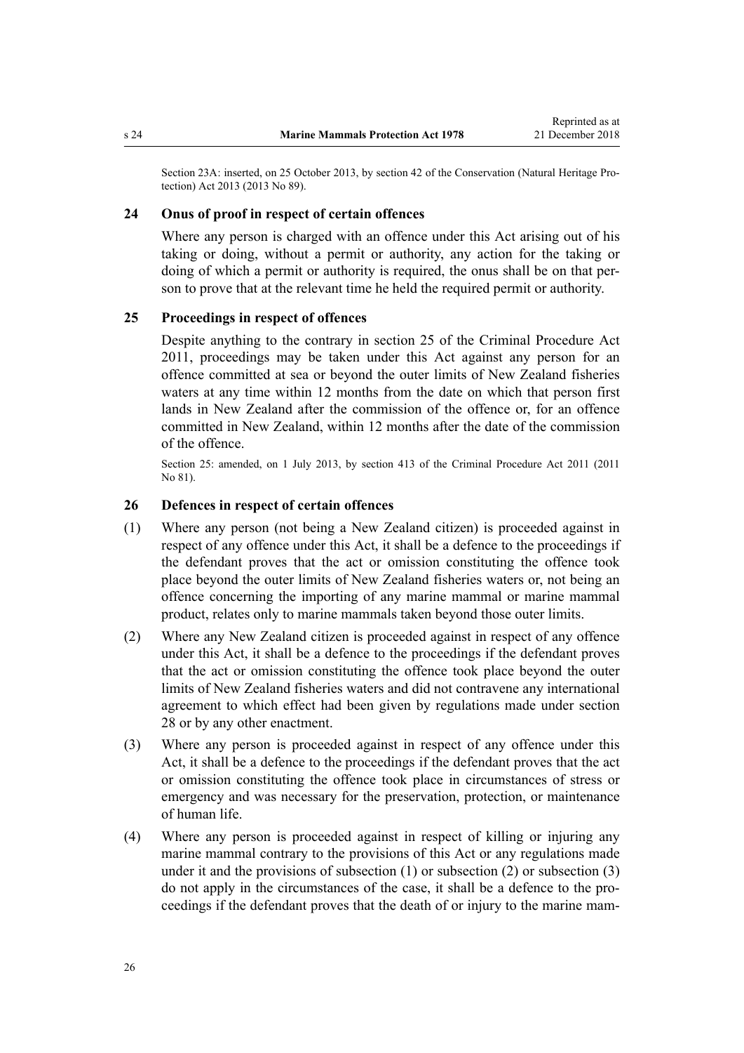Section 23A: inserted, on 25 October 2013, by section 42 of the Conservation (Natural Heritage Protection) Act 2013 (2013 No 89).

### 24 Onus of proof in respect of certain offences

Where any person is charged with an offence under this Act arising out of his taking or doing, without a permit or authority, any action for the taking or doing of which a permit or authority is required, the onus shall be on that person to prove that at the relevant time he held the required permit or authority.

### 25 Proceedings in respect of offences

Despite anything to the contrary in section 25 of the Criminal Procedure Act 2011, proceedings may be taken under this Act against any person for an offence committed at sea or beyond the outer limits of New Zealand fisheries waters at any time within 12 months from the date on which that person first lands in New Zealand after the commission of the offence or, for an offence committed in New Zealand, within 12 months after the date of the commission of the offence.

Section 25: amended, on 1 July 2013, by section 413 of the Criminal Procedure Act 2011 (2011 No 81).

### 26 Defences in respect of certain offences

(1) Where any person (not being a New Zealand citizen) is proceeded against in respect of any offence under this Act, it shall be a defence to the proceedings if the defendant proves that the act or omission constituting the offence took place beyond the outer limits of New Zealand fisheries waters or, not being an offence concerning the importing of any marine mammal or marine mammal product, relates only to marine mammals taken beyond those outer limits.

(2) Where any New Zealand citizen is proceeded against in respect of any offence under this Act, it shall be a defence to the proceedings if the defendant proves that the act or omission constituting the offence took place beyond the outer limits of New Zealand fisheries waters and did not contravene any international agreement to which effect had been given by regulations made under section 28 or by any other enactment.

(3) Where any person is proceeded against in respect of any offence under this Act, it shall be a defence to the proceedings if the defendant proves that the act or omission constituting the offence took place in circumstances of stress or emergency and was necessary for the preservation, protection, or maintenance of human life.

(4) Where any person is proceeded against in respect of killing or injuring any marine mammal contrary to the provisions of this Act or any regulations made under it and the provisions of subsection (1) or subsection (2) or subsection (3) do not apply in the circumstances of the case, it shall be a defence to the proceedings if the defendant proves that the death of or injury to the marine mam-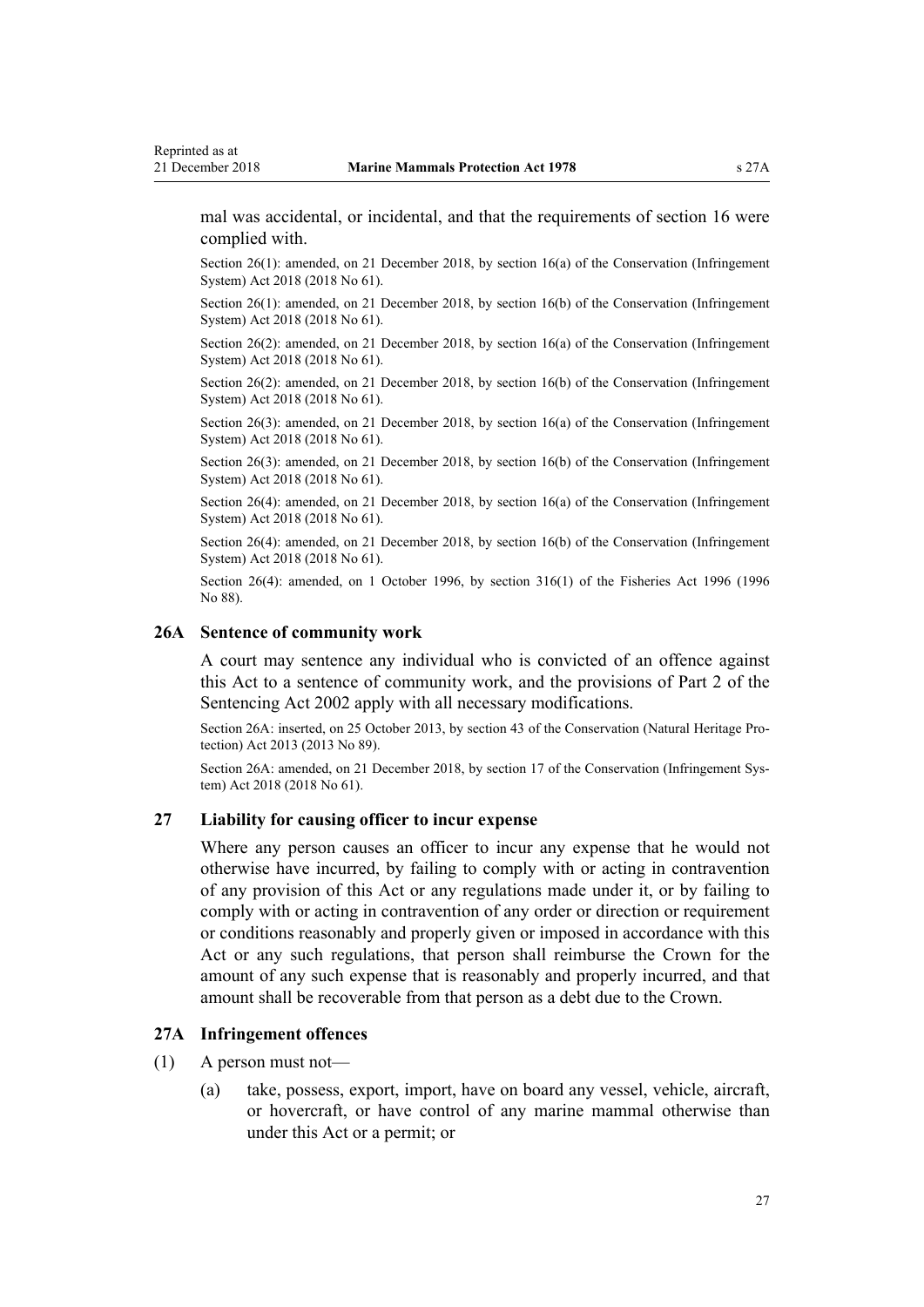mal was accidental, or incidental, and that the requirements of section 16 were complied with.

Section 26(1): amended, on 21 December 2018, by section 16(a) of the Conservation (Infringement System) Act 2018 (2018 No 61).

Section 26(1): amended, on 21 December 2018, by section 16(b) of the Conservation (Infringement System) Act 2018 (2018 No 61).

Section 26(2): amended, on 21 December 2018, by section 16(a) of the Conservation (Infringement System) Act 2018 (2018 No 61).

Section 26(2): amended, on 21 December 2018, by section 16(b) of the Conservation (Infringement System) Act 2018 (2018 No 61).

Section 26(3): amended, on 21 December 2018, by section 16(a) of the Conservation (Infringement System) Act 2018 (2018 No 61).

Section 26(3): amended, on 21 December 2018, by section 16(b) of the Conservation (Infringement System) Act 2018 (2018 No 61).

Section 26(4): amended, on 21 December 2018, by section 16(a) of the Conservation (Infringement System) Act 2018 (2018 No 61).

Section 26(4): amended, on 21 December 2018, by section 16(b) of the Conservation (Infringement System) Act 2018 (2018 No 61).

Section 26(4): amended, on 1 October 1996, by section 316(1) of the Fisheries Act 1996 (1996 No 88).

### 26A Sentence of community work

A court may sentence any individual who is convicted of an offence against this Act to a sentence of community work, and the provisions of Part 2 of the Sentencing Act 2002 apply with all necessary modifications.

Section 26A: inserted, on 25 October 2013, by section 43 of the Conservation (Natural Heritage Protection) Act 2013 (2013 No 89).

Section 26A: amended, on 21 December 2018, by section 17 of the Conservation (Infringement System) Act 2018 (2018 No 61).

### 27 Liability for causing officer to incur expense

Where any person causes an officer to incur any expense that he would not otherwise have incurred, by failing to comply with or acting in contravention of any provision of this Act or any regulations made under it, or by failing to comply with or acting in contravention of any order or direction or requirement or conditions reasonably and properly given or imposed in accordance with this Act or any such regulations, that person shall reimburse the Crown for the amount of any such expense that is reasonably and properly incurred, and that amount shall be recoverable from that person as a debt due to the Crown.

### 27A Infringement offences

(1) A person must not—

(a) take, possess, export, import, have on board any vessel, vehicle, aircraft, or hovercraft, or have control of any marine mammal otherwise than under this Act or a permit; or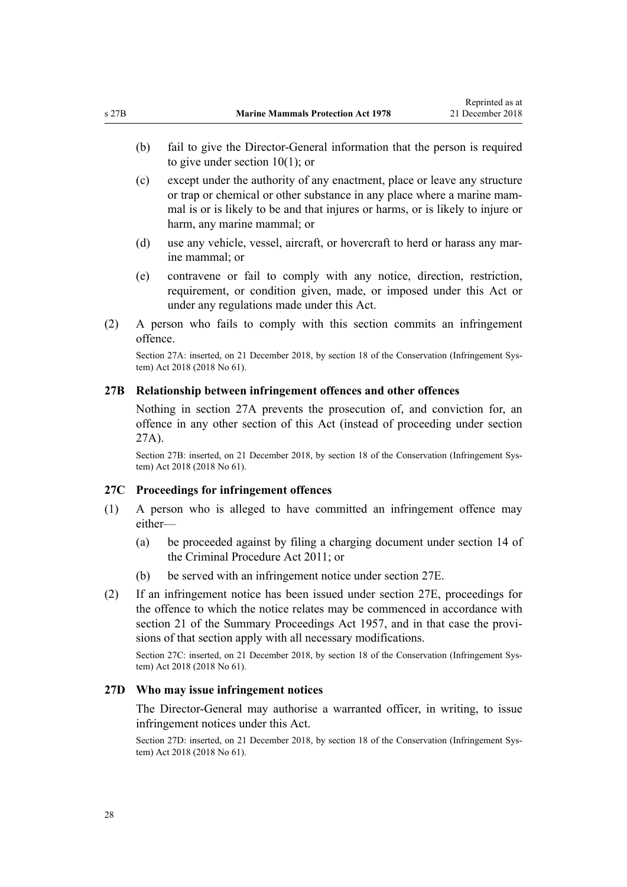(b) fail to give the Director-General information that the person is required to give under section 10(1); or

(c) except under the authority of any enactment, place or leave any structure or trap or chemical or other substance in any place where a marine mammal is or is likely to be and that injures or harms, or is likely to injure or harm, any marine mammal; or

(d) use any vehicle, vessel, aircraft, or hovercraft to herd or harass any marine mammal; or

(e) contravene or fail to comply with any notice, direction, restriction, requirement, or condition given, made, or imposed under this Act or under any regulations made under this Act.

(2) A person who fails to comply with this section commits an infringement offence.

Section 27A: inserted, on 21 December 2018, by section 18 of the Conservation (Infringement System) Act 2018 (2018 No 61).

### 27B Relationship between infringement offences and other offences

Nothing in section 27A prevents the prosecution of, and conviction for, an offence in any other section of this Act (instead of proceeding under section 27A).

Section 27B: inserted, on 21 December 2018, by section 18 of the Conservation (Infringement System) Act 2018 (2018 No 61).

### 27C Proceedings for infringement offences

(1) A person who is alleged to have committed an infringement offence may either—

(a) be proceeded against by filing a charging document under section 14 of the Criminal Procedure Act 2011; or

(b) be served with an infringement notice under section 27E.

(2) If an infringement notice has been issued under section 27E, proceedings for the offence to which the notice relates may be commenced in accordance with section 21 of the Summary Proceedings Act 1957, and in that case the provisions of that section apply with all necessary modifications.

Section 27C: inserted, on 21 December 2018, by section 18 of the Conservation (Infringement System) Act 2018 (2018 No 61).

### 27D Who may issue infringement notices

The Director-General may authorise a warranted officer, in writing, to issue infringement notices under this Act.

Section 27D: inserted, on 21 December 2018, by section 18 of the Conservation (Infringement System) Act 2018 (2018 No 61).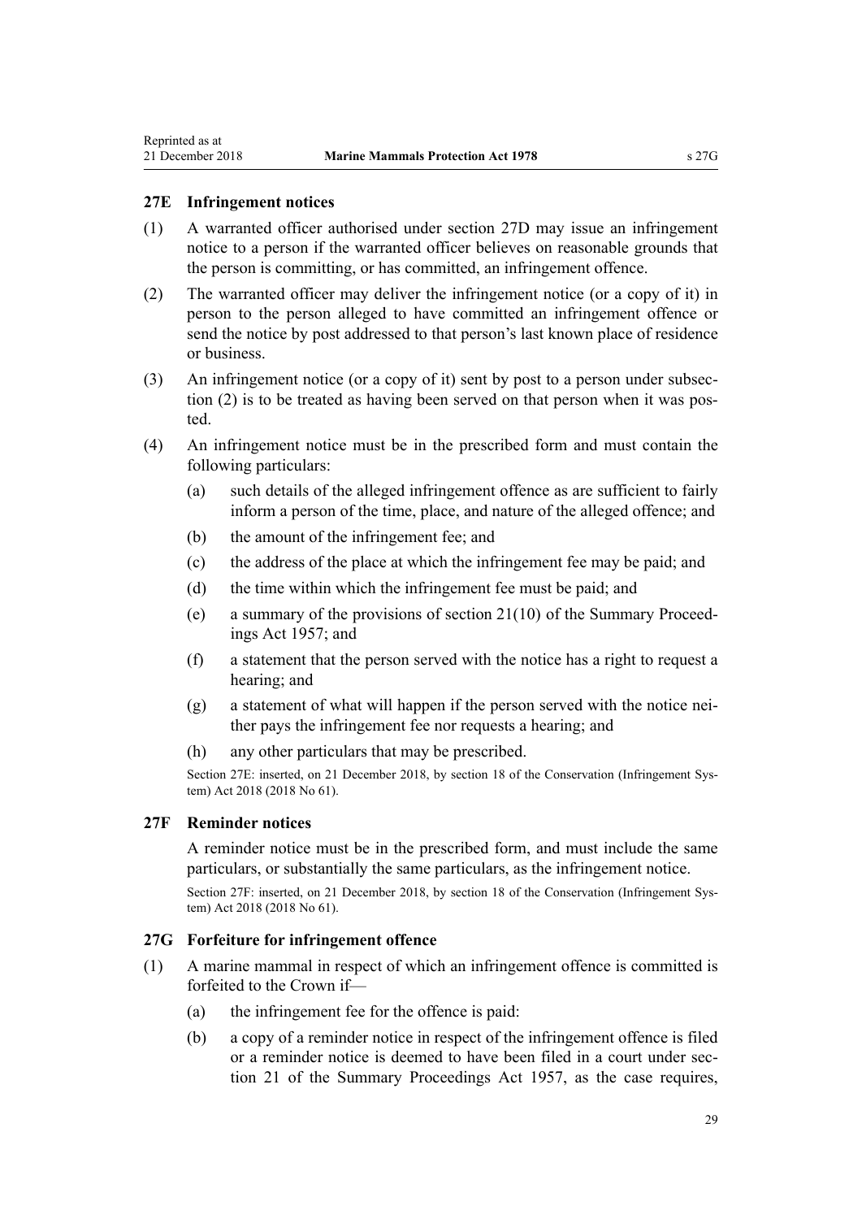### 27E Infringement notices

(1) A warranted officer authorised under section 27D may issue an infringement notice to a person if the warranted officer believes on reasonable grounds that the person is committing, or has committed, an infringement offence.

(2) The warranted officer may deliver the infringement notice (or a copy of it) in person to the person alleged to have committed an infringement offence or send the notice by post addressed to that person's last known place of residence or business.

(3) An infringement notice (or a copy of it) sent by post to a person under subsection (2) is to be treated as having been served on that person when it was posted.

(4) An infringement notice must be in the prescribed form and must contain the following particulars:

(a) such details of the alleged infringement offence as are sufficient to fairly inform a person of the time, place, and nature of the alleged offence; and

(b) the amount of the infringement fee; and

(c) the address of the place at which the infringement fee may be paid; and

(d) the time within which the infringement fee must be paid; and

(e) a summary of the provisions of section 21(10) of the Summary Proceedings Act 1957; and

(f) a statement that the person served with the notice has a right to request a hearing; and

(g) a statement of what will happen if the person served with the notice neither pays the infringement fee nor requests a hearing; and

(h) any other particulars that may be prescribed.

Section 27E: inserted, on 21 December 2018, by section 18 of the Conservation (Infringement System) Act 2018 (2018 No 61).

### 27F Reminder notices

A reminder notice must be in the prescribed form, and must include the same particulars, or substantially the same particulars, as the infringement notice.

Section 27F: inserted, on 21 December 2018, by section 18 of the Conservation (Infringement System) Act 2018 (2018 No 61).

### 27G Forfeiture for infringement offence

(1) A marine mammal in respect of which an infringement offence is committed is forfeited to the Crown if—

(a) the infringement fee for the offence is paid:

(b) a copy of a reminder notice in respect of the infringement offence is filed or a reminder notice is deemed to have been filed in a court under section 21 of the Summary Proceedings Act 1957, as the case requires,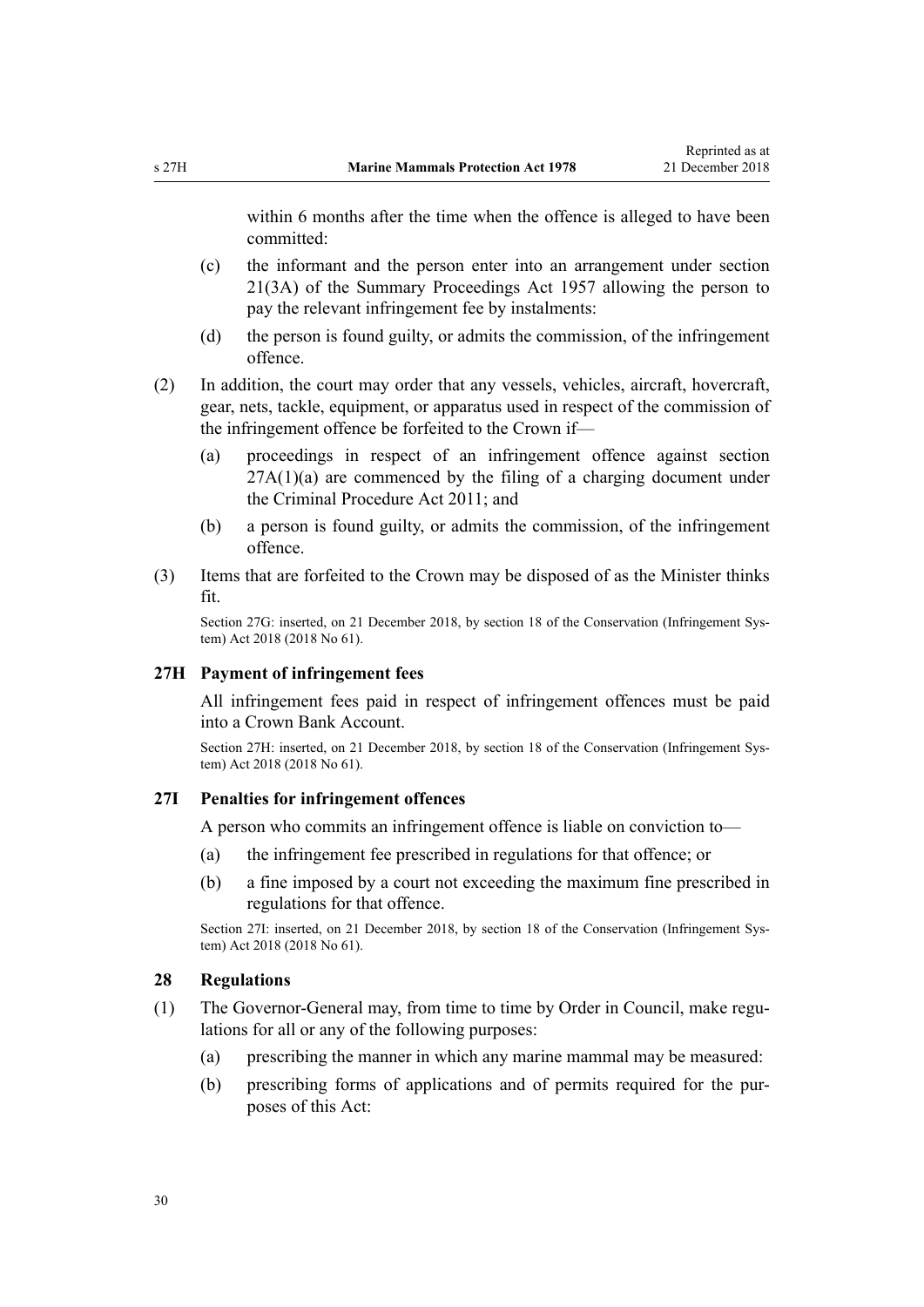within 6 months after the time when the offence is alleged to have been committed:

(c) the informant and the person enter into an arrangement under section 21(3A) of the Summary Proceedings Act 1957 allowing the person to pay the relevant infringement fee by instalments:

(d) the person is found guilty, or admits the commission, of the infringement offence.

(2) In addition, the court may order that any vessels, vehicles, aircraft, hovercraft, gear, nets, tackle, equipment, or apparatus used in respect of the commission of the infringement offence be forfeited to the Crown if—

(a) proceedings in respect of an infringement offence against section 27A(1)(a) are commenced by the filing of a charging document under the Criminal Procedure Act 2011; and

(b) a person is found guilty, or admits the commission, of the infringement offence.

(3) Items that are forfeited to the Crown may be disposed of as the Minister thinks fit.

Section 27G: inserted, on 21 December 2018, by section 18 of the Conservation (Infringement System) Act 2018 (2018 No 61).

### 27H Payment of infringement fees

All infringement fees paid in respect of infringement offences must be paid into a Crown Bank Account.

Section 27H: inserted, on 21 December 2018, by section 18 of the Conservation (Infringement System) Act 2018 (2018 No 61).

### 27I Penalties for infringement offences

A person who commits an infringement offence is liable on conviction to—

(a) the infringement fee prescribed in regulations for that offence; or

(b) a fine imposed by a court not exceeding the maximum fine prescribed in regulations for that offence.

Section 27I: inserted, on 21 December 2018, by section 18 of the Conservation (Infringement System) Act 2018 (2018 No 61).

### 28 Regulations

(1) The Governor-General may, from time to time by Order in Council, make regulations for all or any of the following purposes:

(a) prescribing the manner in which any marine mammal may be measured:

(b) prescribing forms of applications and of permits required for the purposes of this Act: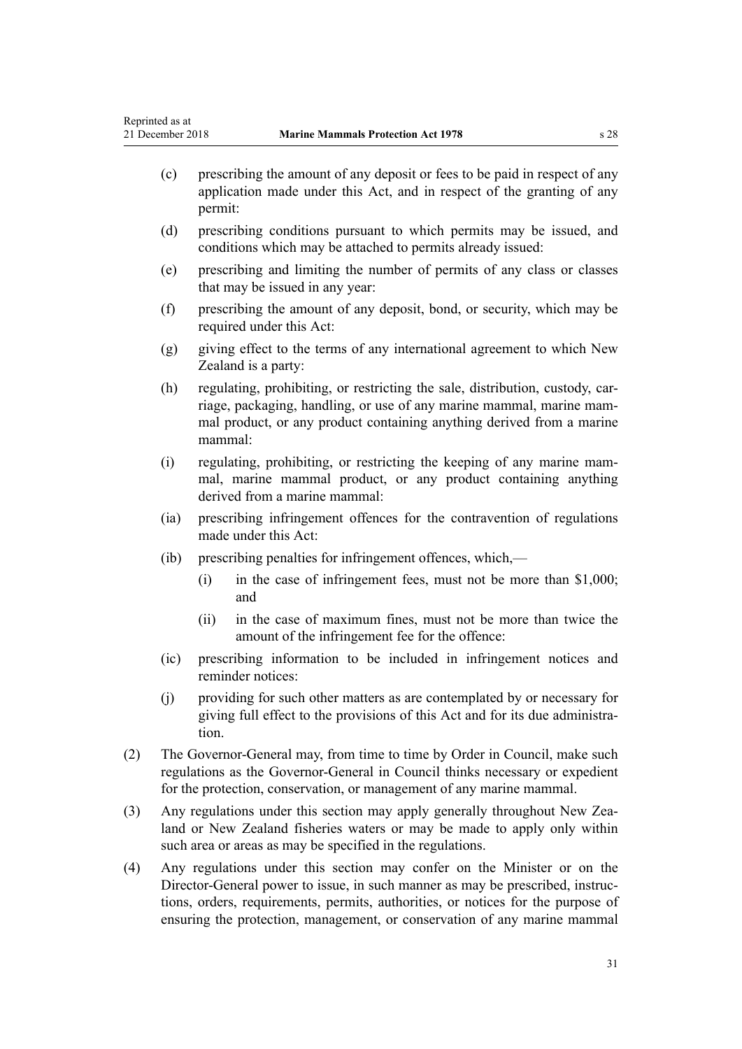- (c) prescribing the amount of any deposit or fees to be paid in respect of any application made under this Act, and in respect of the granting of any permit:
- (d) prescribing conditions pursuant to which permits may be issued, and conditions which may be attached to permits already issued:
- (e) prescribing and limiting the number of permits of any class or classes that may be issued in any year:
- (f) prescribing the amount of any deposit, bond, or security, which may be required under this Act:
- (g) giving effect to the terms of any international agreement to which New Zealand is a party:
- (h) regulating, prohibiting, or restricting the sale, distribution, custody, carriage, packaging, handling, or use of any marine mammal, marine mammal product, or any product containing anything derived from a marine mammal:
- (i) regulating, prohibiting, or restricting the keeping of any marine mammal, marine mammal product, or any product containing anything derived from a marine mammal:
- (ia) prescribing infringement offences for the contravention of regulations made under this Act:
- (ib) prescribing penalties for infringement offences, which,—
  - (i) in the case of infringement fees, must not be more than $1,000; and
  - (ii) in the case of maximum fines, must not be more than twice the amount of the infringement fee for the offence:
- (ic) prescribing information to be included in infringement notices and reminder notices:
- (j) providing for such other matters as are contemplated by or necessary for giving full effect to the provisions of this Act and for its due administration.

(2) The Governor-General may, from time to time by Order in Council, make such regulations as the Governor-General in Council thinks necessary or expedient for the protection, conservation, or management of any marine mammal.

(3) Any regulations under this section may apply generally throughout New Zealand or New Zealand fisheries waters or may be made to apply only within such area or areas as may be specified in the regulations.

(4) Any regulations under this section may confer on the Minister or on the Director-General power to issue, in such manner as may be prescribed, instructions, orders, requirements, permits, authorities, or notices for the purpose of ensuring the protection, management, or conservation of any marine mammal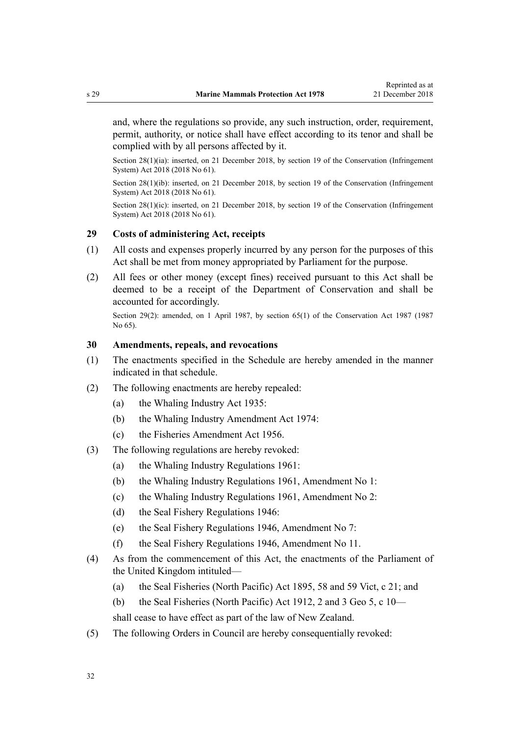and, where the regulations so provide, any such instruction, order, requirement, permit, authority, or notice shall have effect according to its tenor and shall be complied with by all persons affected by it.

Section 28(1)(ia): inserted, on 21 December 2018, by section 19 of the Conservation (Infringement System) Act 2018 (2018 No 61).

Section 28(1)(ib): inserted, on 21 December 2018, by section 19 of the Conservation (Infringement System) Act 2018 (2018 No 61).

Section 28(1)(ic): inserted, on 21 December 2018, by section 19 of the Conservation (Infringement System) Act 2018 (2018 No 61).

### 29 Costs of administering Act, receipts

(1) All costs and expenses properly incurred by any person for the purposes of this Act shall be met from money appropriated by Parliament for the purpose.

(2) All fees or other money (except fines) received pursuant to this Act shall be deemed to be a receipt of the Department of Conservation and shall be accounted for accordingly.

Section 29(2): amended, on 1 April 1987, by section 65(1) of the Conservation Act 1987 (1987 No 65).

### 30 Amendments, repeals, and revocations

(1) The enactments specified in the Schedule are hereby amended in the manner indicated in that schedule.

(2) The following enactments are hereby repealed:

  (a) the Whaling Industry Act 1935:

  (b) the Whaling Industry Amendment Act 1974:

  (c) the Fisheries Amendment Act 1956.

(3) The following regulations are hereby revoked:

  (a) the Whaling Industry Regulations 1961:

  (b) the Whaling Industry Regulations 1961, Amendment No 1:

  (c) the Whaling Industry Regulations 1961, Amendment No 2:

  (d) the Seal Fishery Regulations 1946:

  (e) the Seal Fishery Regulations 1946, Amendment No 7:

  (f) the Seal Fishery Regulations 1946, Amendment No 11.

(4) As from the commencement of this Act, the enactments of the Parliament of the United Kingdom intituled—

  (a) the Seal Fisheries (North Pacific) Act 1895, 58 and 59 Vict, c 21; and

  (b) the Seal Fisheries (North Pacific) Act 1912, 2 and 3 Geo 5, c 10—

  shall cease to have effect as part of the law of New Zealand.

(5) The following Orders in Council are hereby consequentially revoked: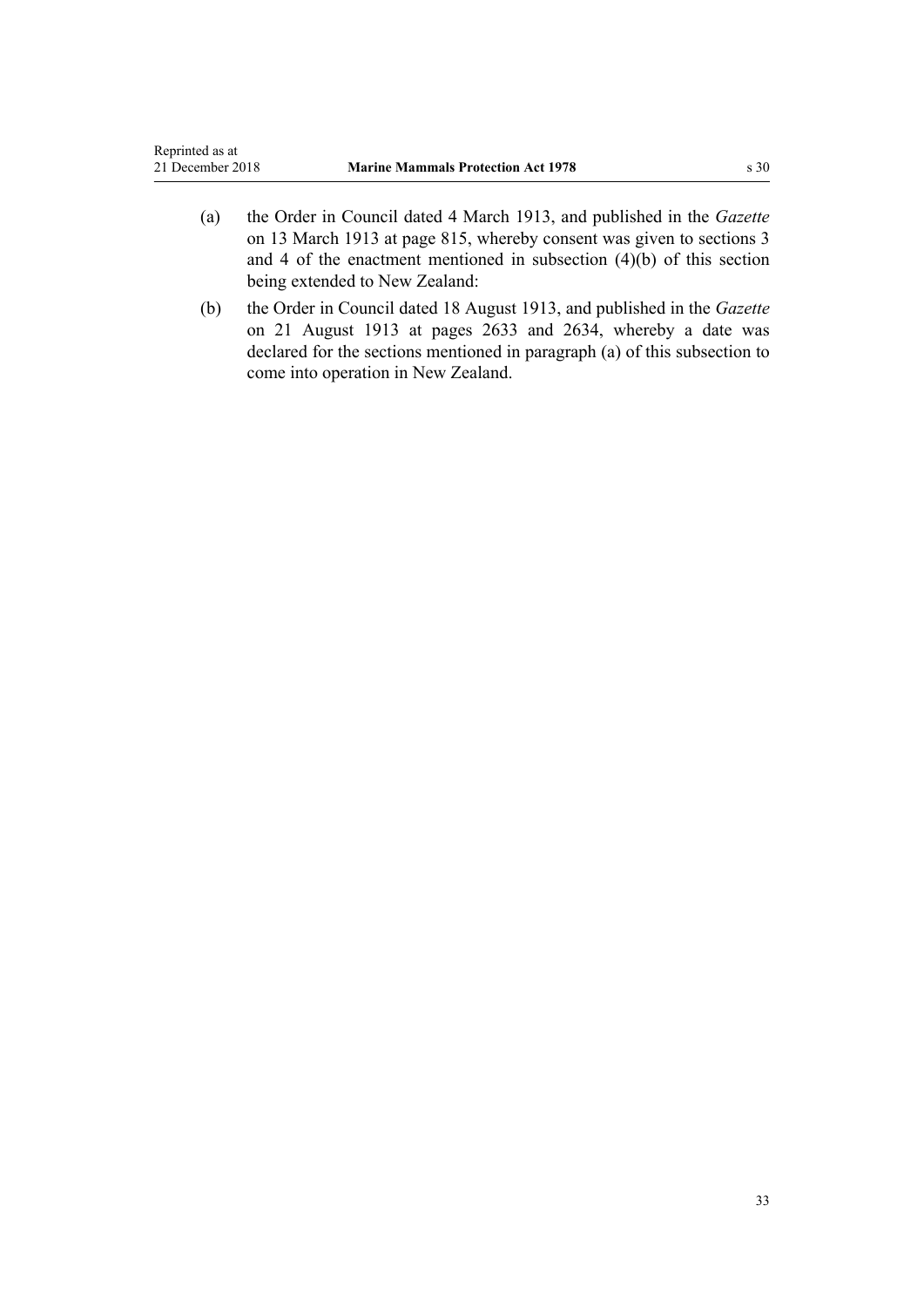(a) the Order in Council dated 4 March 1913, and published in the *Gazette* on 13 March 1913 at page 815, whereby consent was given to sections 3 and 4 of the enactment mentioned in subsection (4)(b) of this section being extended to New Zealand:

(b) the Order in Council dated 18 August 1913, and published in the *Gazette* on 21 August 1913 at pages 2633 and 2634, whereby a date was declared for the sections mentioned in paragraph (a) of this subsection to come into operation in New Zealand.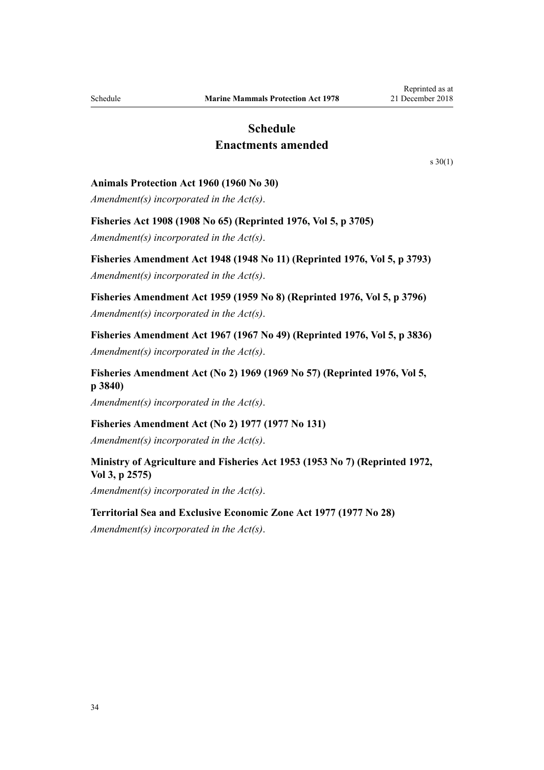# Schedule
## Enactments amended

s 30(1)

**Animals Protection Act 1960 (1960 No 30)**

*Amendment(s) incorporated in the Act(s).*

**Fisheries Act 1908 (1908 No 65) (Reprinted 1976, Vol 5, p 3705)**

*Amendment(s) incorporated in the Act(s).*

**Fisheries Amendment Act 1948 (1948 No 11) (Reprinted 1976, Vol 5, p 3793)**

*Amendment(s) incorporated in the Act(s).*

**Fisheries Amendment Act 1959 (1959 No 8) (Reprinted 1976, Vol 5, p 3796)**

*Amendment(s) incorporated in the Act(s).*

**Fisheries Amendment Act 1967 (1967 No 49) (Reprinted 1976, Vol 5, p 3836)**

*Amendment(s) incorporated in the Act(s).*

**Fisheries Amendment Act (No 2) 1969 (1969 No 57) (Reprinted 1976, Vol 5, p 3840)**

*Amendment(s) incorporated in the Act(s).*

**Fisheries Amendment Act (No 2) 1977 (1977 No 131)**

*Amendment(s) incorporated in the Act(s).*

**Ministry of Agriculture and Fisheries Act 1953 (1953 No 7) (Reprinted 1972, Vol 3, p 2575)**

*Amendment(s) incorporated in the Act(s).*

**Territorial Sea and Exclusive Economic Zone Act 1977 (1977 No 28)**

*Amendment(s) incorporated in the Act(s).*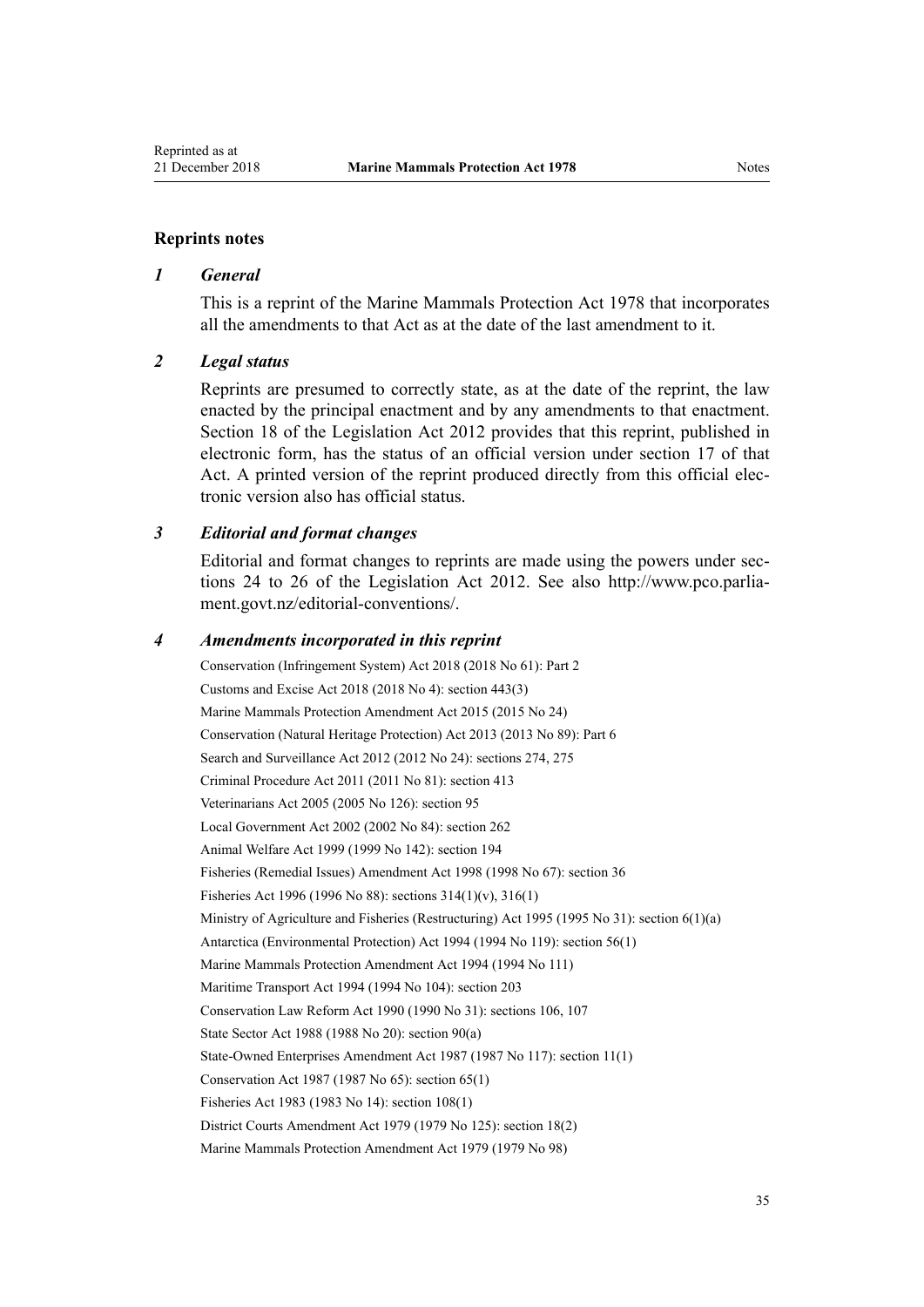## Reprints notes

### *1 General*

This is a reprint of the Marine Mammals Protection Act 1978 that incorporates all the amendments to that Act as at the date of the last amendment to it.

### *2 Legal status*

Reprints are presumed to correctly state, as at the date of the reprint, the law enacted by the principal enactment and by any amendments to that enactment. Section 18 of the Legislation Act 2012 provides that this reprint, published in electronic form, has the status of an official version under section 17 of that Act. A printed version of the reprint produced directly from this official electronic version also has official status.

### *3 Editorial and format changes*

Editorial and format changes to reprints are made using the powers under sections 24 to 26 of the Legislation Act 2012. See also http://www.pco.parliament.govt.nz/editorial-conventions/.

### *4 Amendments incorporated in this reprint*

Conservation (Infringement System) Act 2018 (2018 No 61): Part 2

Customs and Excise Act 2018 (2018 No 4): section 443(3)

Marine Mammals Protection Amendment Act 2015 (2015 No 24)

Conservation (Natural Heritage Protection) Act 2013 (2013 No 89): Part 6

Search and Surveillance Act 2012 (2012 No 24): sections 274, 275

Criminal Procedure Act 2011 (2011 No 81): section 413

Veterinarians Act 2005 (2005 No 126): section 95

Local Government Act 2002 (2002 No 84): section 262

Animal Welfare Act 1999 (1999 No 142): section 194

Fisheries (Remedial Issues) Amendment Act 1998 (1998 No 67): section 36

Fisheries Act 1996 (1996 No 88): sections 314(1)(v), 316(1)

Ministry of Agriculture and Fisheries (Restructuring) Act 1995 (1995 No 31): section 6(1)(a)

Antarctica (Environmental Protection) Act 1994 (1994 No 119): section 56(1)

Marine Mammals Protection Amendment Act 1994 (1994 No 111)

Maritime Transport Act 1994 (1994 No 104): section 203

Conservation Law Reform Act 1990 (1990 No 31): sections 106, 107

State Sector Act 1988 (1988 No 20): section 90(a)

State-Owned Enterprises Amendment Act 1987 (1987 No 117): section 11(1)

Conservation Act 1987 (1987 No 65): section 65(1)

Fisheries Act 1983 (1983 No 14): section 108(1)

District Courts Amendment Act 1979 (1979 No 125): section 18(2)

Marine Mammals Protection Amendment Act 1979 (1979 No 98)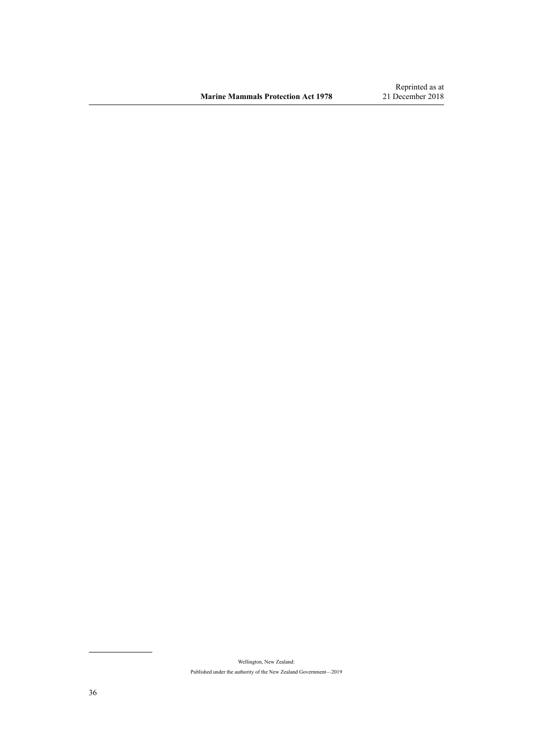Wellington, New Zealand:

Published under the authority of the New Zealand Government—2019